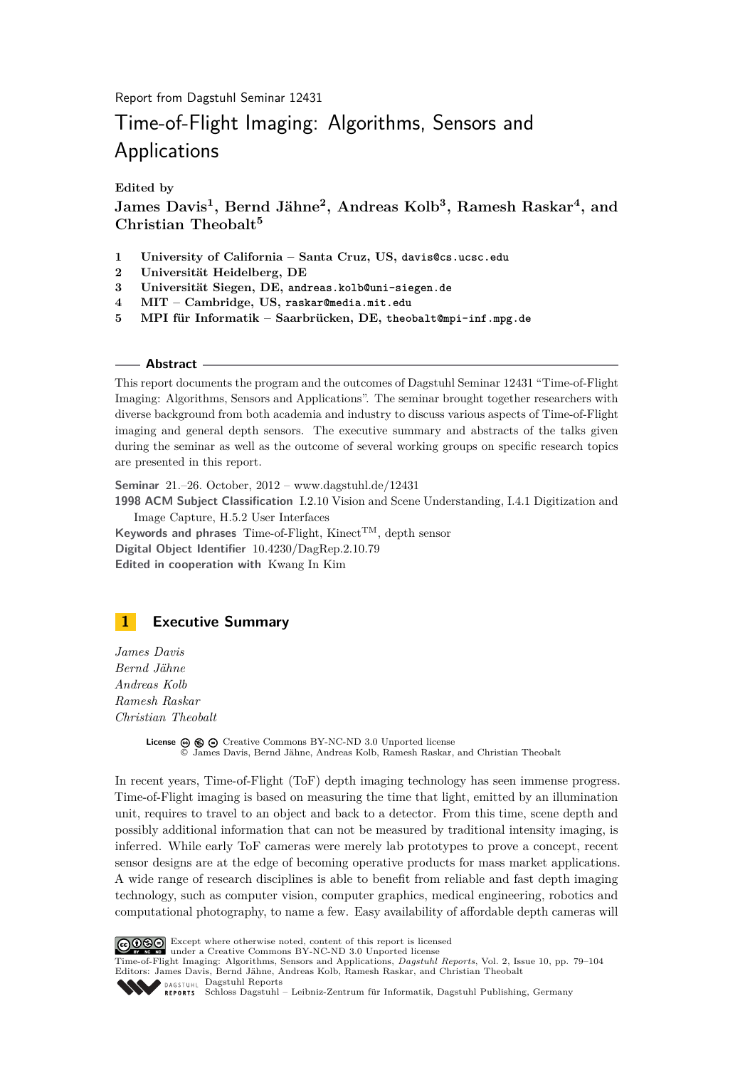Report from Dagstuhl Seminar 12431

# Time-of-Flight Imaging: Algorithms, Sensors and Applications

**Edited by**

**James Davis[1], Bernd Jähne[2], Andreas Kolb[3], Ramesh Raskar[4], and Christian Theobalt[5]**

1. **University of California – Santa Cruz, US,** davis@cs.ucsc.edu
2. **Universität Heidelberg, DE**
3. **Universität Siegen, DE,** andreas.kolb@uni-siegen.de
4. **MIT – Cambridge, US,** raskar@media.mit.edu
5. **MPI für Informatik – Saarbrücken, DE,** theobalt@mpi-inf.mpg.de

## Abstract

This report documents the program and the outcomes of Dagstuhl Seminar 12431 "Time-of-Flight Imaging: Algorithms, Sensors and Applications". The seminar brought together researchers with diverse background from both academia and industry to discuss various aspects of Time-of-Flight imaging and general depth sensors. The executive summary and abstracts of the talks given during the seminar as well as the outcome of several working groups on specific research topics are presented in this report.

**Seminar** 21.–26. October, 2012 – www.dagstuhl.de/12431

**1998 ACM Subject Classification** I.2.10 Vision and Scene Understanding, I.4.1 Digitization and Image Capture, H.5.2 User Interfaces

**Keywords and phrases** Time-of-Flight, Kinect™, depth sensor

**Digital Object Identifier** 10.4230/DagRep.2.10.79

**Edited in cooperation with** Kwang In Kim

## 1 Executive Summary

*James Davis*
*Bernd Jähne*
*Andreas Kolb*
*Ramesh Raskar*
*Christian Theobalt*

**License** Creative Commons BY-NC-ND 3.0 Unported license
© James Davis, Bernd Jähne, Andreas Kolb, Ramesh Raskar, and Christian Theobalt

In recent years, Time-of-Flight (ToF) depth imaging technology has seen immense progress. Time-of-Flight imaging is based on measuring the time that light, emitted by an illumination unit, requires to travel to an object and back to a detector. From this time, scene depth and possibly additional information that can not be measured by traditional intensity imaging, is inferred. While early ToF cameras were merely lab prototypes to prove a concept, recent sensor designs are at the edge of becoming operative products for mass market applications. A wide range of research disciplines is able to benefit from reliable and fast depth imaging technology, such as computer vision, computer graphics, medical engineering, robotics and computational photography, to name a few. Easy availability of affordable depth cameras will

Except where otherwise noted, content of this report is licensed under a Creative Commons BY-NC-ND 3.0 Unported license
Time-of-Flight Imaging: Algorithms, Sensors and Applications, *Dagstuhl Reports*, Vol. 2, Issue 10, pp. 79–104
Editors: James Davis, Bernd Jähne, Andreas Kolb, Ramesh Raskar, and Christian Theobalt
Dagstuhl Reports
Schloss Dagstuhl – Leibniz-Zentrum für Informatik, Dagstuhl Publishing, Germany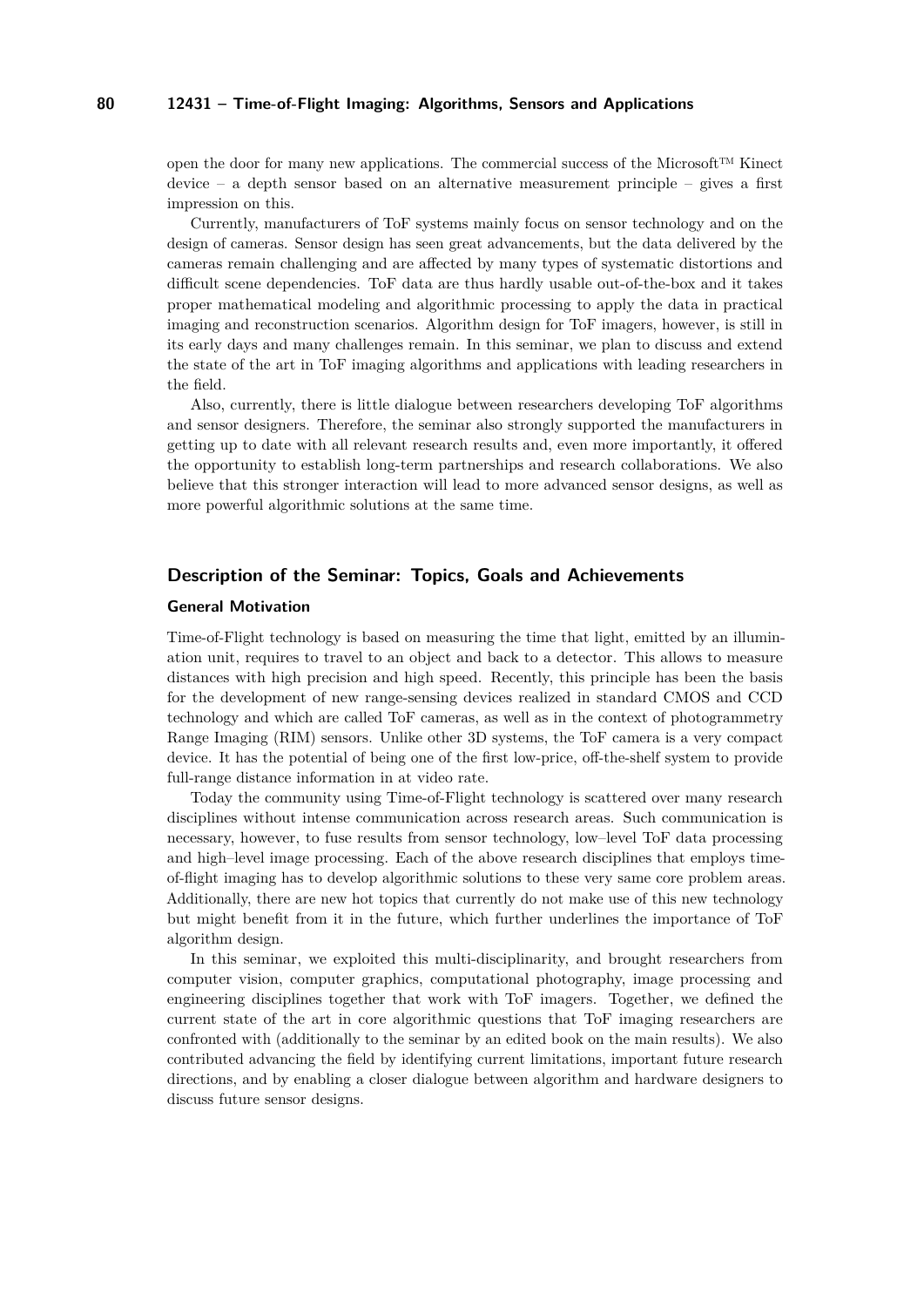open the door for many new applications. The commercial success of the Microsoft™ Kinect device – a depth sensor based on an alternative measurement principle – gives a first impression on this.

Currently, manufacturers of ToF systems mainly focus on sensor technology and on the design of cameras. Sensor design has seen great advancements, but the data delivered by the cameras remain challenging and are affected by many types of systematic distortions and difficult scene dependencies. ToF data are thus hardly usable out-of-the-box and it takes proper mathematical modeling and algorithmic processing to apply the data in practical imaging and reconstruction scenarios. Algorithm design for ToF imagers, however, is still in its early days and many challenges remain. In this seminar, we plan to discuss and extend the state of the art in ToF imaging algorithms and applications with leading researchers in the field.

Also, currently, there is little dialogue between researchers developing ToF algorithms and sensor designers. Therefore, the seminar also strongly supported the manufacturers in getting up to date with all relevant research results and, even more importantly, it offered the opportunity to establish long-term partnerships and research collaborations. We also believe that this stronger interaction will lead to more advanced sensor designs, as well as more powerful algorithmic solutions at the same time.

## Description of the Seminar: Topics, Goals and Achievements

### General Motivation

Time-of-Flight technology is based on measuring the time that light, emitted by an illumination unit, requires to travel to an object and back to a detector. This allows to measure distances with high precision and high speed. Recently, this principle has been the basis for the development of new range-sensing devices realized in standard CMOS and CCD technology and which are called ToF cameras, as well as in the context of photogrammetry Range Imaging (RIM) sensors. Unlike other 3D systems, the ToF camera is a very compact device. It has the potential of being one of the first low-price, off-the-shelf system to provide full-range distance information in at video rate.

Today the community using Time-of-Flight technology is scattered over many research disciplines without intense communication across research areas. Such communication is necessary, however, to fuse results from sensor technology, low–level ToF data processing and high–level image processing. Each of the above research disciplines that employs time-of-flight imaging has to develop algorithmic solutions to these very same core problem areas. Additionally, there are new hot topics that currently do not make use of this new technology but might benefit from it in the future, which further underlines the importance of ToF algorithm design.

In this seminar, we exploited this multi-disciplinarity, and brought researchers from computer vision, computer graphics, computational photography, image processing and engineering disciplines together that work with ToF imagers. Together, we defined the current state of the art in core algorithmic questions that ToF imaging researchers are confronted with (additionally to the seminar by an edited book on the main results). We also contributed advancing the field by identifying current limitations, important future research directions, and by enabling a closer dialogue between algorithm and hardware designers to discuss future sensor designs.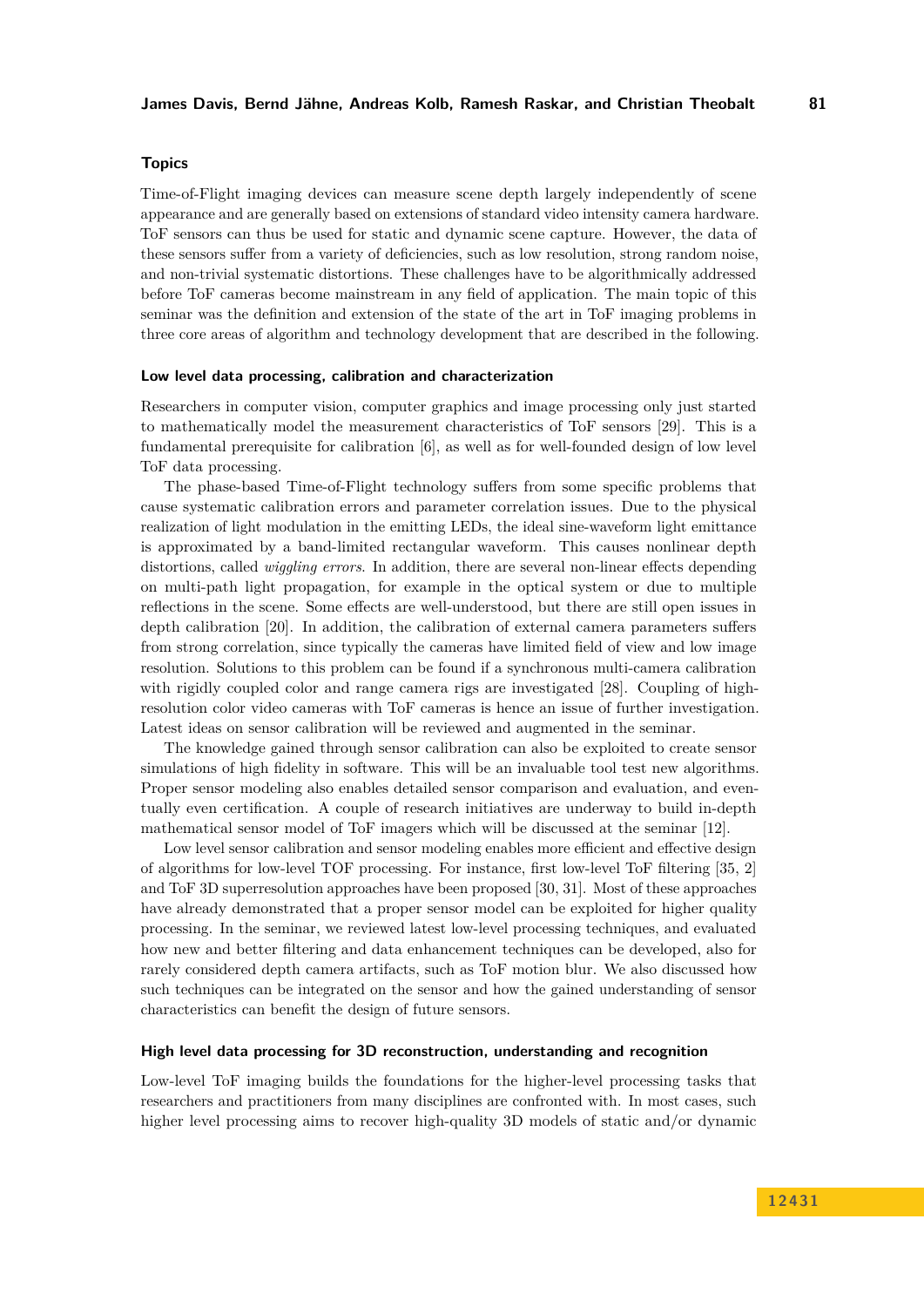## Topics

Time-of-Flight imaging devices can measure scene depth largely independently of scene appearance and are generally based on extensions of standard video intensity camera hardware. ToF sensors can thus be used for static and dynamic scene capture. However, the data of these sensors suffer from a variety of deficiencies, such as low resolution, strong random noise, and non-trivial systematic distortions. These challenges have to be algorithmically addressed before ToF cameras become mainstream in any field of application. The main topic of this seminar was the definition and extension of the state of the art in ToF imaging problems in three core areas of algorithm and technology development that are described in the following.

### Low level data processing, calibration and characterization

Researchers in computer vision, computer graphics and image processing only just started to mathematically model the measurement characteristics of ToF sensors [29]. This is a fundamental prerequisite for calibration [6], as well as for well-founded design of low level ToF data processing.

The phase-based Time-of-Flight technology suffers from some specific problems that cause systematic calibration errors and parameter correlation issues. Due to the physical realization of light modulation in the emitting LEDs, the ideal sine-waveform light emittance is approximated by a band-limited rectangular waveform. This causes nonlinear depth distortions, called *wiggling errors*. In addition, there are several non-linear effects depending on multi-path light propagation, for example in the optical system or due to multiple reflections in the scene. Some effects are well-understood, but there are still open issues in depth calibration [20]. In addition, the calibration of external camera parameters suffers from strong correlation, since typically the cameras have limited field of view and low image resolution. Solutions to this problem can be found if a synchronous multi-camera calibration with rigidly coupled color and range camera rigs are investigated [28]. Coupling of high-resolution color video cameras with ToF cameras is hence an issue of further investigation. Latest ideas on sensor calibration will be reviewed and augmented in the seminar.

The knowledge gained through sensor calibration can also be exploited to create sensor simulations of high fidelity in software. This will be an invaluable tool test new algorithms. Proper sensor modeling also enables detailed sensor comparison and evaluation, and eventually even certification. A couple of research initiatives are underway to build in-depth mathematical sensor model of ToF imagers which will be discussed at the seminar [12].

Low level sensor calibration and sensor modeling enables more efficient and effective design of algorithms for low-level TOF processing. For instance, first low-level ToF filtering [35, 2] and ToF 3D superresolution approaches have been proposed [30, 31]. Most of these approaches have already demonstrated that a proper sensor model can be exploited for higher quality processing. In the seminar, we reviewed latest low-level processing techniques, and evaluated how new and better filtering and data enhancement techniques can be developed, also for rarely considered depth camera artifacts, such as ToF motion blur. We also discussed how such techniques can be integrated on the sensor and how the gained understanding of sensor characteristics can benefit the design of future sensors.

### High level data processing for 3D reconstruction, understanding and recognition

Low-level ToF imaging builds the foundations for the higher-level processing tasks that researchers and practitioners from many disciplines are confronted with. In most cases, such higher level processing aims to recover high-quality 3D models of static and/or dynamic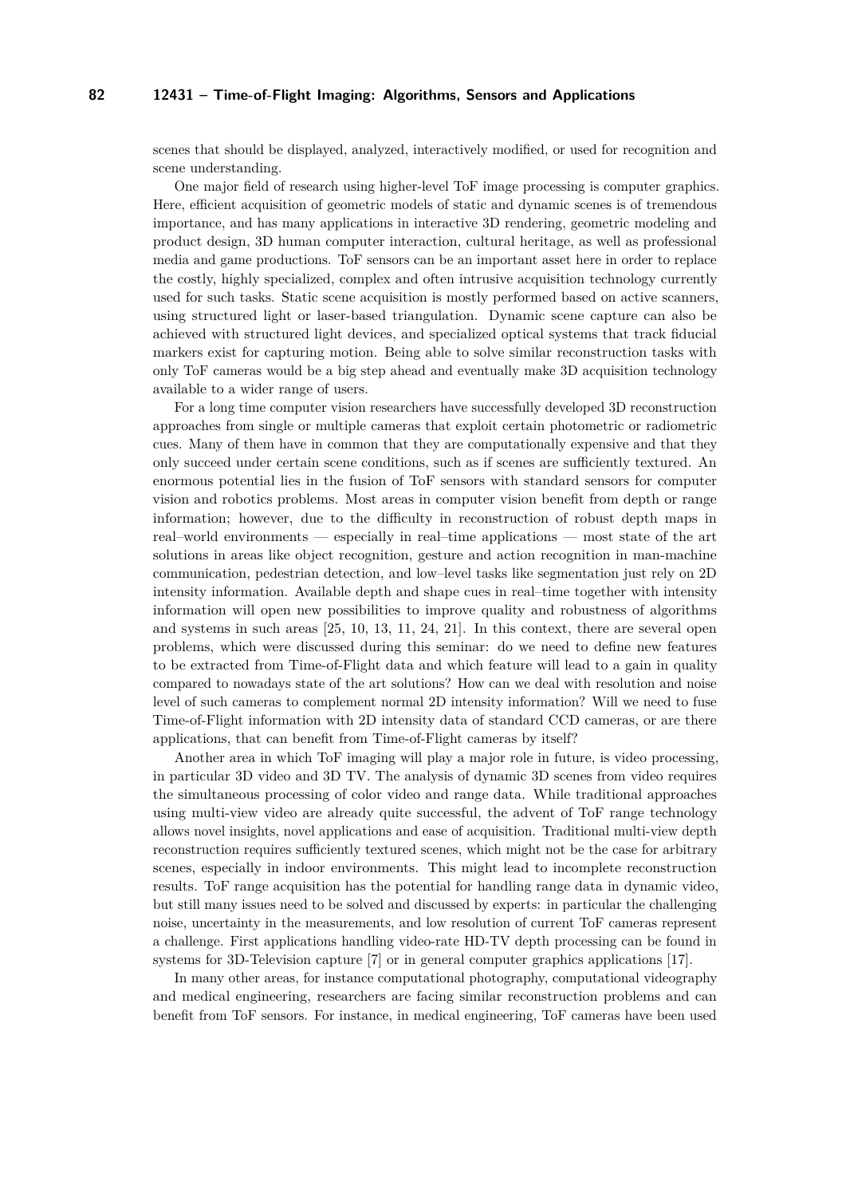scenes that should be displayed, analyzed, interactively modified, or used for recognition and scene understanding.

One major field of research using higher-level ToF image processing is computer graphics. Here, efficient acquisition of geometric models of static and dynamic scenes is of tremendous importance, and has many applications in interactive 3D rendering, geometric modeling and product design, 3D human computer interaction, cultural heritage, as well as professional media and game productions. ToF sensors can be an important asset here in order to replace the costly, highly specialized, complex and often intrusive acquisition technology currently used for such tasks. Static scene acquisition is mostly performed based on active scanners, using structured light or laser-based triangulation. Dynamic scene capture can also be achieved with structured light devices, and specialized optical systems that track fiducial markers exist for capturing motion. Being able to solve similar reconstruction tasks with only ToF cameras would be a big step ahead and eventually make 3D acquisition technology available to a wider range of users.

For a long time computer vision researchers have successfully developed 3D reconstruction approaches from single or multiple cameras that exploit certain photometric or radiometric cues. Many of them have in common that they are computationally expensive and that they only succeed under certain scene conditions, such as if scenes are sufficiently textured. An enormous potential lies in the fusion of ToF sensors with standard sensors for computer vision and robotics problems. Most areas in computer vision benefit from depth or range information; however, due to the difficulty in reconstruction of robust depth maps in real–world environments — especially in real–time applications — most state of the art solutions in areas like object recognition, gesture and action recognition in man-machine communication, pedestrian detection, and low–level tasks like segmentation just rely on 2D intensity information. Available depth and shape cues in real–time together with intensity information will open new possibilities to improve quality and robustness of algorithms and systems in such areas [25, 10, 13, 11, 24, 21]. In this context, there are several open problems, which were discussed during this seminar: do we need to define new features to be extracted from Time-of-Flight data and which feature will lead to a gain in quality compared to nowadays state of the art solutions? How can we deal with resolution and noise level of such cameras to complement normal 2D intensity information? Will we need to fuse Time-of-Flight information with 2D intensity data of standard CCD cameras, or are there applications, that can benefit from Time-of-Flight cameras by itself?

Another area in which ToF imaging will play a major role in future, is video processing, in particular 3D video and 3D TV. The analysis of dynamic 3D scenes from video requires the simultaneous processing of color video and range data. While traditional approaches using multi-view video are already quite successful, the advent of ToF range technology allows novel insights, novel applications and ease of acquisition. Traditional multi-view depth reconstruction requires sufficiently textured scenes, which might not be the case for arbitrary scenes, especially in indoor environments. This might lead to incomplete reconstruction results. ToF range acquisition has the potential for handling range data in dynamic video, but still many issues need to be solved and discussed by experts: in particular the challenging noise, uncertainty in the measurements, and low resolution of current ToF cameras represent a challenge. First applications handling video-rate HD-TV depth processing can be found in systems for 3D-Television capture [7] or in general computer graphics applications [17].

In many other areas, for instance computational photography, computational videography and medical engineering, researchers are facing similar reconstruction problems and can benefit from ToF sensors. For instance, in medical engineering, ToF cameras have been used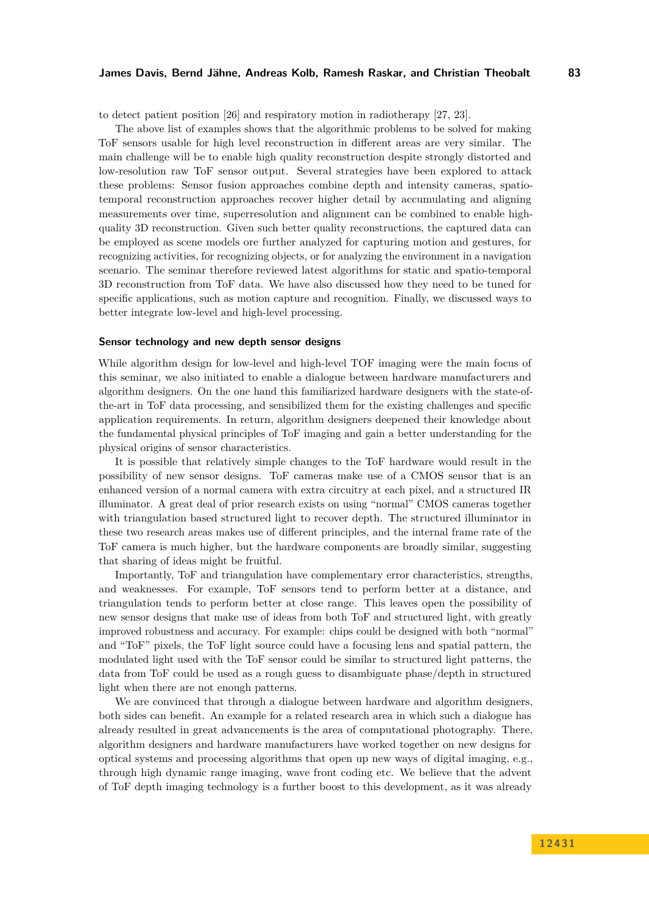to detect patient position [26] and respiratory motion in radiotherapy [27, 23].

The above list of examples shows that the algorithmic problems to be solved for making ToF sensors usable for high level reconstruction in different areas are very similar. The main challenge will be to enable high quality reconstruction despite strongly distorted and low-resolution raw ToF sensor output. Several strategies have been explored to attack these problems: Sensor fusion approaches combine depth and intensity cameras, spatio-temporal reconstruction approaches recover higher detail by accumulating and aligning measurements over time, superresolution and alignment can be combined to enable high-quality 3D reconstruction. Given such better quality reconstructions, the captured data can be employed as scene models ore further analyzed for capturing motion and gestures, for recognizing activities, for recognizing objects, or for analyzing the environment in a navigation scenario. The seminar therefore reviewed latest algorithms for static and spatio-temporal 3D reconstruction from ToF data. We have also discussed how they need to be tuned for specific applications, such as motion capture and recognition. Finally, we discussed ways to better integrate low-level and high-level processing.

#### Sensor technology and new depth sensor designs

While algorithm design for low-level and high-level TOF imaging were the main focus of this seminar, we also initiated to enable a dialogue between hardware manufacturers and algorithm designers. On the one hand this familiarized hardware designers with the state-of-the-art in ToF data processing, and sensibilized them for the existing challenges and specific application requirements. In return, algorithm designers deepened their knowledge about the fundamental physical principles of ToF imaging and gain a better understanding for the physical origins of sensor characteristics.

It is possible that relatively simple changes to the ToF hardware would result in the possibility of new sensor designs. ToF cameras make use of a CMOS sensor that is an enhanced version of a normal camera with extra circuitry at each pixel, and a structured IR illuminator. A great deal of prior research exists on using "normal" CMOS cameras together with triangulation based structured light to recover depth. The structured illuminator in these two research areas makes use of different principles, and the internal frame rate of the ToF camera is much higher, but the hardware components are broadly similar, suggesting that sharing of ideas might be fruitful.

Importantly, ToF and triangulation have complementary error characteristics, strengths, and weaknesses. For example, ToF sensors tend to perform better at a distance, and triangulation tends to perform better at close range. This leaves open the possibility of new sensor designs that make use of ideas from both ToF and structured light, with greatly improved robustness and accuracy. For example: chips could be designed with both "normal" and "ToF" pixels, the ToF light source could have a focusing lens and spatial pattern, the modulated light used with the ToF sensor could be similar to structured light patterns, the data from ToF could be used as a rough guess to disambiguate phase/depth in structured light when there are not enough patterns.

We are convinced that through a dialogue between hardware and algorithm designers, both sides can benefit. An example for a related research area in which such a dialogue has already resulted in great advancements is the area of computational photography. There, algorithm designers and hardware manufacturers have worked together on new designs for optical systems and processing algorithms that open up new ways of digital imaging, e.g., through high dynamic range imaging, wave front coding etc. We believe that the advent of ToF depth imaging technology is a further boost to this development, as it was already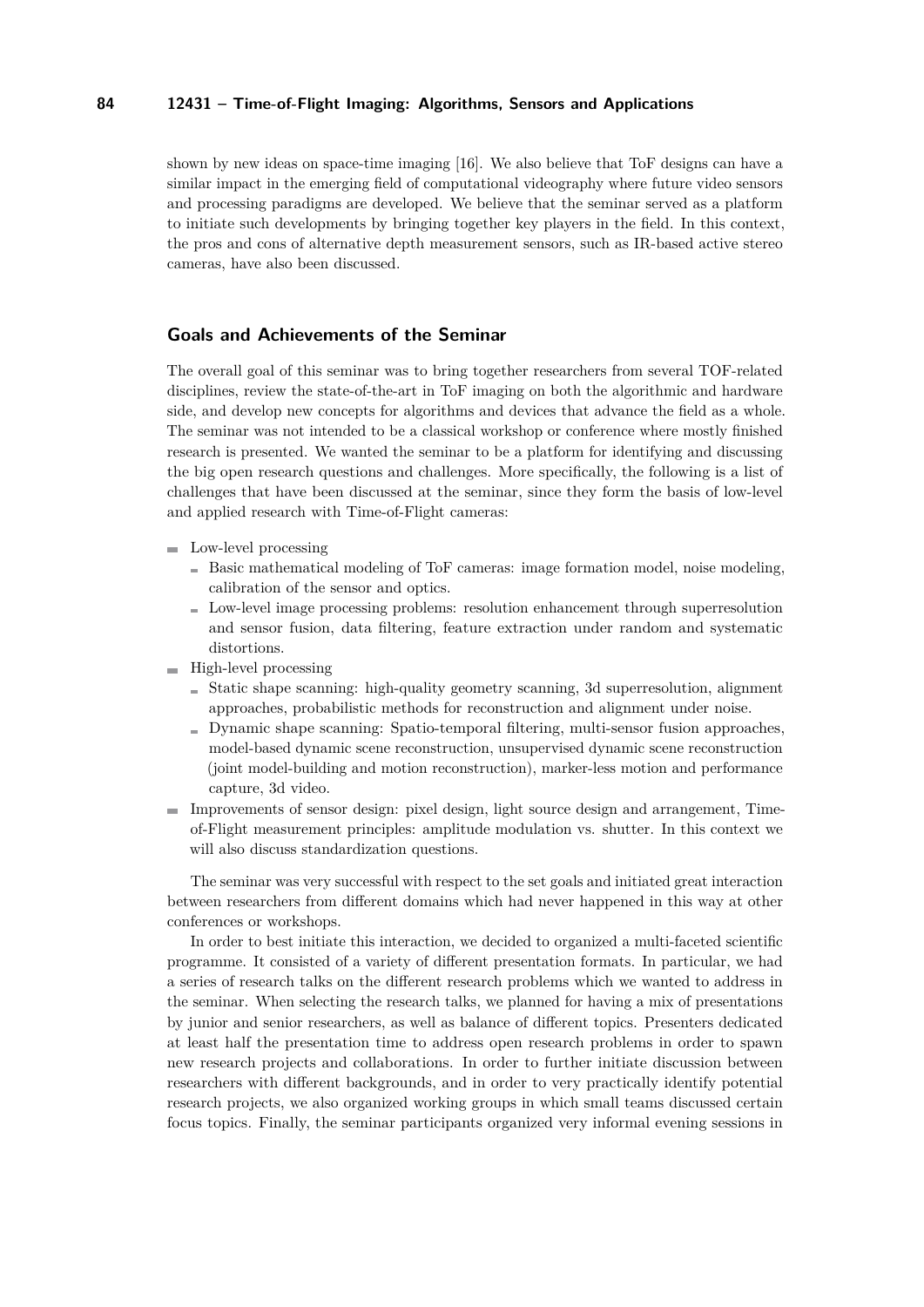shown by new ideas on space-time imaging [16]. We also believe that ToF designs can have a similar impact in the emerging field of computational videography where future video sensors and processing paradigms are developed. We believe that the seminar served as a platform to initiate such developments by bringing together key players in the field. In this context, the pros and cons of alternative depth measurement sensors, such as IR-based active stereo cameras, have also been discussed.

## Goals and Achievements of the Seminar

The overall goal of this seminar was to bring together researchers from several TOF-related disciplines, review the state-of-the-art in ToF imaging on both the algorithmic and hardware side, and develop new concepts for algorithms and devices that advance the field as a whole. The seminar was not intended to be a classical workshop or conference where mostly finished research is presented. We wanted the seminar to be a platform for identifying and discussing the big open research questions and challenges. More specifically, the following is a list of challenges that have been discussed at the seminar, since they form the basis of low-level and applied research with Time-of-Flight cameras:

- Low-level processing
  - Basic mathematical modeling of ToF cameras: image formation model, noise modeling, calibration of the sensor and optics.
  - Low-level image processing problems: resolution enhancement through superresolution and sensor fusion, data filtering, feature extraction under random and systematic distortions.
- High-level processing
  - Static shape scanning: high-quality geometry scanning, 3d superresolution, alignment approaches, probabilistic methods for reconstruction and alignment under noise.
  - Dynamic shape scanning: Spatio-temporal filtering, multi-sensor fusion approaches, model-based dynamic scene reconstruction, unsupervised dynamic scene reconstruction (joint model-building and motion reconstruction), marker-less motion and performance capture, 3d video.
- Improvements of sensor design: pixel design, light source design and arrangement, Time-of-Flight measurement principles: amplitude modulation vs. shutter. In this context we will also discuss standardization questions.

The seminar was very successful with respect to the set goals and initiated great interaction between researchers from different domains which had never happened in this way at other conferences or workshops.

In order to best initiate this interaction, we decided to organized a multi-faceted scientific programme. It consisted of a variety of different presentation formats. In particular, we had a series of research talks on the different research problems which we wanted to address in the seminar. When selecting the research talks, we planned for having a mix of presentations by junior and senior researchers, as well as balance of different topics. Presenters dedicated at least half the presentation time to address open research problems in order to spawn new research projects and collaborations. In order to further initiate discussion between researchers with different backgrounds, and in order to very practically identify potential research projects, we also organized working groups in which small teams discussed certain focus topics. Finally, the seminar participants organized very informal evening sessions in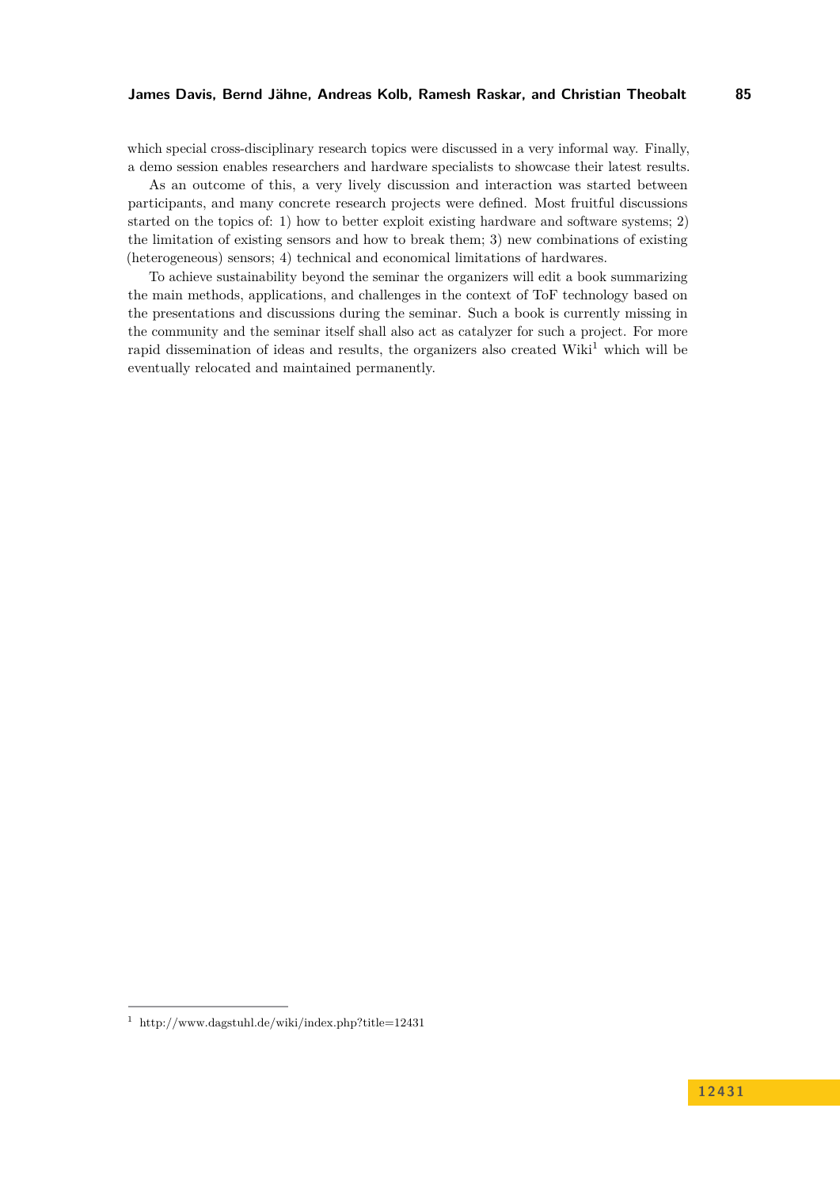which special cross-disciplinary research topics were discussed in a very informal way. Finally, a demo session enables researchers and hardware specialists to showcase their latest results.

As an outcome of this, a very lively discussion and interaction was started between participants, and many concrete research projects were defined. Most fruitful discussions started on the topics of: 1) how to better exploit existing hardware and software systems; 2) the limitation of existing sensors and how to break them; 3) new combinations of existing (heterogeneous) sensors; 4) technical and economical limitations of hardwares.

To achieve sustainability beyond the seminar the organizers will edit a book summarizing the main methods, applications, and challenges in the context of ToF technology based on the presentations and discussions during the seminar. Such a book is currently missing in the community and the seminar itself shall also act as catalyzer for such a project. For more rapid dissemination of ideas and results, the organizers also created Wiki[1] which will be eventually relocated and maintained permanently.

[1] http://www.dagstuhl.de/wiki/index.php?title=12431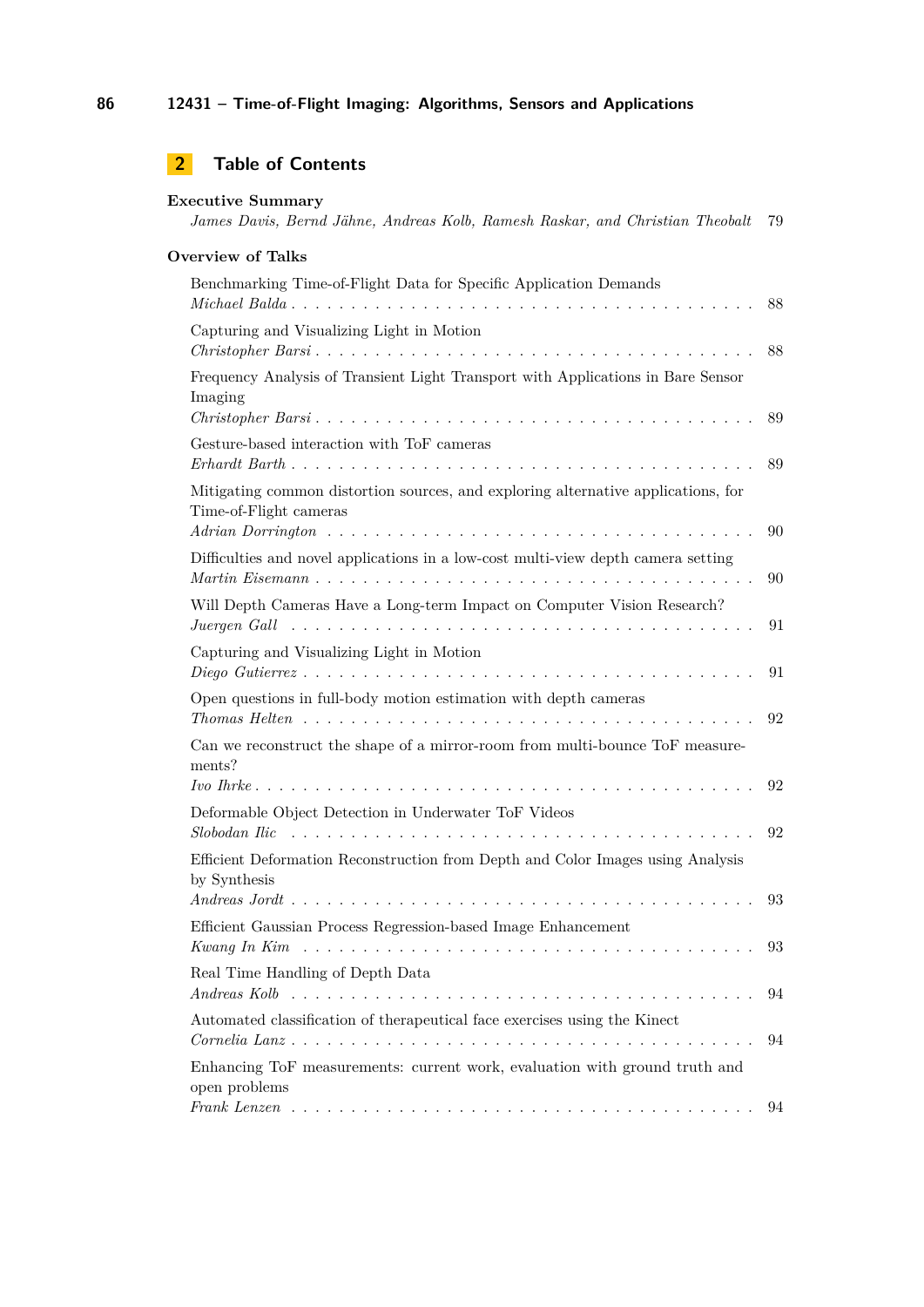## 2 Table of Contents

**Executive Summary**
*James Davis, Bernd Jähne, Andreas Kolb, Ramesh Raskar, and Christian Theobalt* . . . 79

**Overview of Talks**

Benchmarking Time-of-Flight Data for Specific Application Demands
*Michael Balda* . . . 88

Capturing and Visualizing Light in Motion
*Christopher Barsi* . . . 88

Frequency Analysis of Transient Light Transport with Applications in Bare Sensor Imaging
*Christopher Barsi* . . . 89

Gesture-based interaction with ToF cameras
*Erhardt Barth* . . . 89

Mitigating common distortion sources, and exploring alternative applications, for Time-of-Flight cameras
*Adrian Dorrington* . . . 90

Difficulties and novel applications in a low-cost multi-view depth camera setting
*Martin Eisemann* . . . 90

Will Depth Cameras Have a Long-term Impact on Computer Vision Research?
*Juergen Gall* . . . 91

Capturing and Visualizing Light in Motion
*Diego Gutierrez* . . . 91

Open questions in full-body motion estimation with depth cameras
*Thomas Helten* . . . 92

Can we reconstruct the shape of a mirror-room from multi-bounce ToF measurements?
*Ivo Ihrke* . . . 92

Deformable Object Detection in Underwater ToF Videos
*Slobodan Ilic* . . . 92

Efficient Deformation Reconstruction from Depth and Color Images using Analysis by Synthesis
*Andreas Jordt* . . . 93

Efficient Gaussian Process Regression-based Image Enhancement
*Kwang In Kim* . . . 93

Real Time Handling of Depth Data
*Andreas Kolb* . . . 94

Automated classification of therapeutical face exercises using the Kinect
*Cornelia Lanz* . . . 94

Enhancing ToF measurements: current work, evaluation with ground truth and open problems
*Frank Lenzen* . . . 94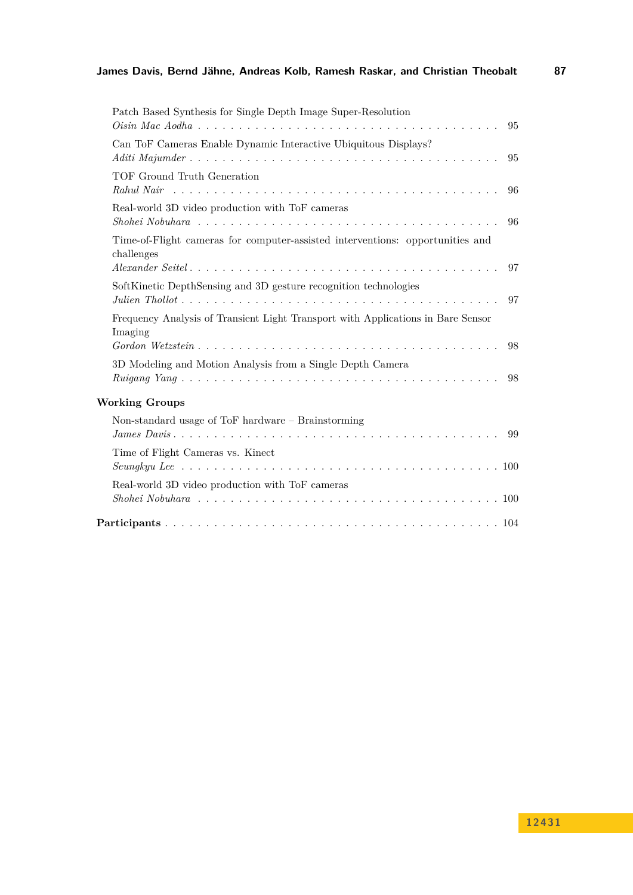Patch Based Synthesis for Single Depth Image Super-Resolution
*Oisin Mac Aodha* . . . . . . . . . . . . . . . . . . . . . . . . . . . . . . . . . . . . 95

Can ToF Cameras Enable Dynamic Interactive Ubiquitous Displays?
*Aditi Majumder* . . . . . . . . . . . . . . . . . . . . . . . . . . . . . . . . . . . . 95

TOF Ground Truth Generation
*Rahul Nair* . . . . . . . . . . . . . . . . . . . . . . . . . . . . . . . . . . . . 96

Real-world 3D video production with ToF cameras
*Shohei Nobuhara* . . . . . . . . . . . . . . . . . . . . . . . . . . . . . . . . . . . . 96

Time-of-Flight cameras for computer-assisted interventions: opportunities and challenges
*Alexander Seitel* . . . . . . . . . . . . . . . . . . . . . . . . . . . . . . . . . . . . 97

SoftKinetic DepthSensing and 3D gesture recognition technologies
*Julien Thollot* . . . . . . . . . . . . . . . . . . . . . . . . . . . . . . . . . . . . 97

Frequency Analysis of Transient Light Transport with Applications in Bare Sensor Imaging
*Gordon Wetzstein* . . . . . . . . . . . . . . . . . . . . . . . . . . . . . . . . . . . . 98

3D Modeling and Motion Analysis from a Single Depth Camera
*Ruigang Yang* . . . . . . . . . . . . . . . . . . . . . . . . . . . . . . . . . . . . 98

**Working Groups**

Non-standard usage of ToF hardware – Brainstorming
*James Davis* . . . . . . . . . . . . . . . . . . . . . . . . . . . . . . . . . . . . 99

Time of Flight Cameras vs. Kinect
*Seungkyu Lee* . . . . . . . . . . . . . . . . . . . . . . . . . . . . . . . . . . . . 100

Real-world 3D video production with ToF cameras
*Shohei Nobuhara* . . . . . . . . . . . . . . . . . . . . . . . . . . . . . . . . . . . . 100

**Participants** . . . . . . . . . . . . . . . . . . . . . . . . . . . . . . . . . . . . 104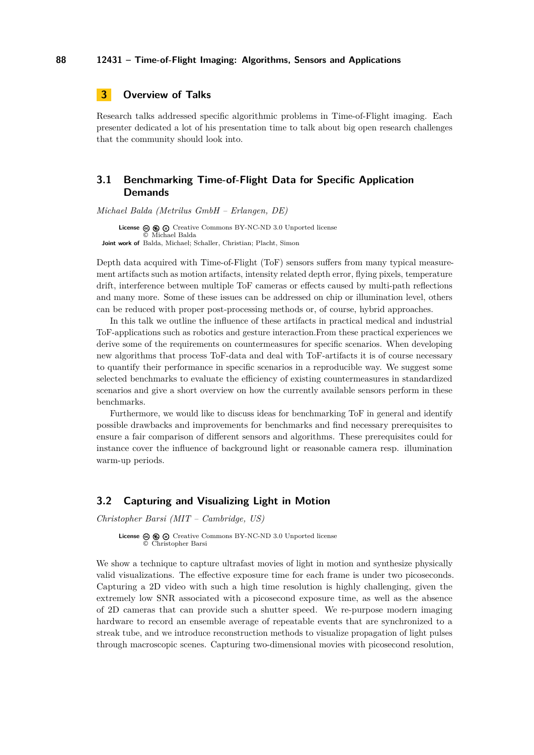## 3 Overview of Talks

Research talks addressed specific algorithmic problems in Time-of-Flight imaging. Each presenter dedicated a lot of his presentation time to talk about big open research challenges that the community should look into.

### 3.1 Benchmarking Time-of-Flight Data for Specific Application Demands

*Michael Balda (Metrilus GmbH – Erlangen, DE)*

**License** Creative Commons BY-NC-ND 3.0 Unported license
© Michael Balda
**Joint work of** Balda, Michael; Schaller, Christian; Placht, Simon

Depth data acquired with Time-of-Flight (ToF) sensors suffers from many typical measurement artifacts such as motion artifacts, intensity related depth error, flying pixels, temperature drift, interference between multiple ToF cameras or effects caused by multi-path reflections and many more. Some of these issues can be addressed on chip or illumination level, others can be reduced with proper post-processing methods or, of course, hybrid approaches.

In this talk we outline the influence of these artifacts in practical medical and industrial ToF-applications such as robotics and gesture interaction.From these practical experiences we derive some of the requirements on countermeasures for specific scenarios. When developing new algorithms that process ToF-data and deal with ToF-artifacts it is of course necessary to quantify their performance in specific scenarios in a reproducible way. We suggest some selected benchmarks to evaluate the efficiency of existing countermeasures in standardized scenarios and give a short overview on how the currently available sensors perform in these benchmarks.

Furthermore, we would like to discuss ideas for benchmarking ToF in general and identify possible drawbacks and improvements for benchmarks and find necessary prerequisites to ensure a fair comparison of different sensors and algorithms. These prerequisites could for instance cover the influence of background light or reasonable camera resp. illumination warm-up periods.

### 3.2 Capturing and Visualizing Light in Motion

*Christopher Barsi (MIT – Cambridge, US)*

**License** Creative Commons BY-NC-ND 3.0 Unported license
© Christopher Barsi

We show a technique to capture ultrafast movies of light in motion and synthesize physically valid visualizations. The effective exposure time for each frame is under two picoseconds. Capturing a 2D video with such a high time resolution is highly challenging, given the extremely low SNR associated with a picosecond exposure time, as well as the absence of 2D cameras that can provide such a shutter speed. We re-purpose modern imaging hardware to record an ensemble average of repeatable events that are synchronized to a streak tube, and we introduce reconstruction methods to visualize propagation of light pulses through macroscopic scenes. Capturing two-dimensional movies with picosecond resolution,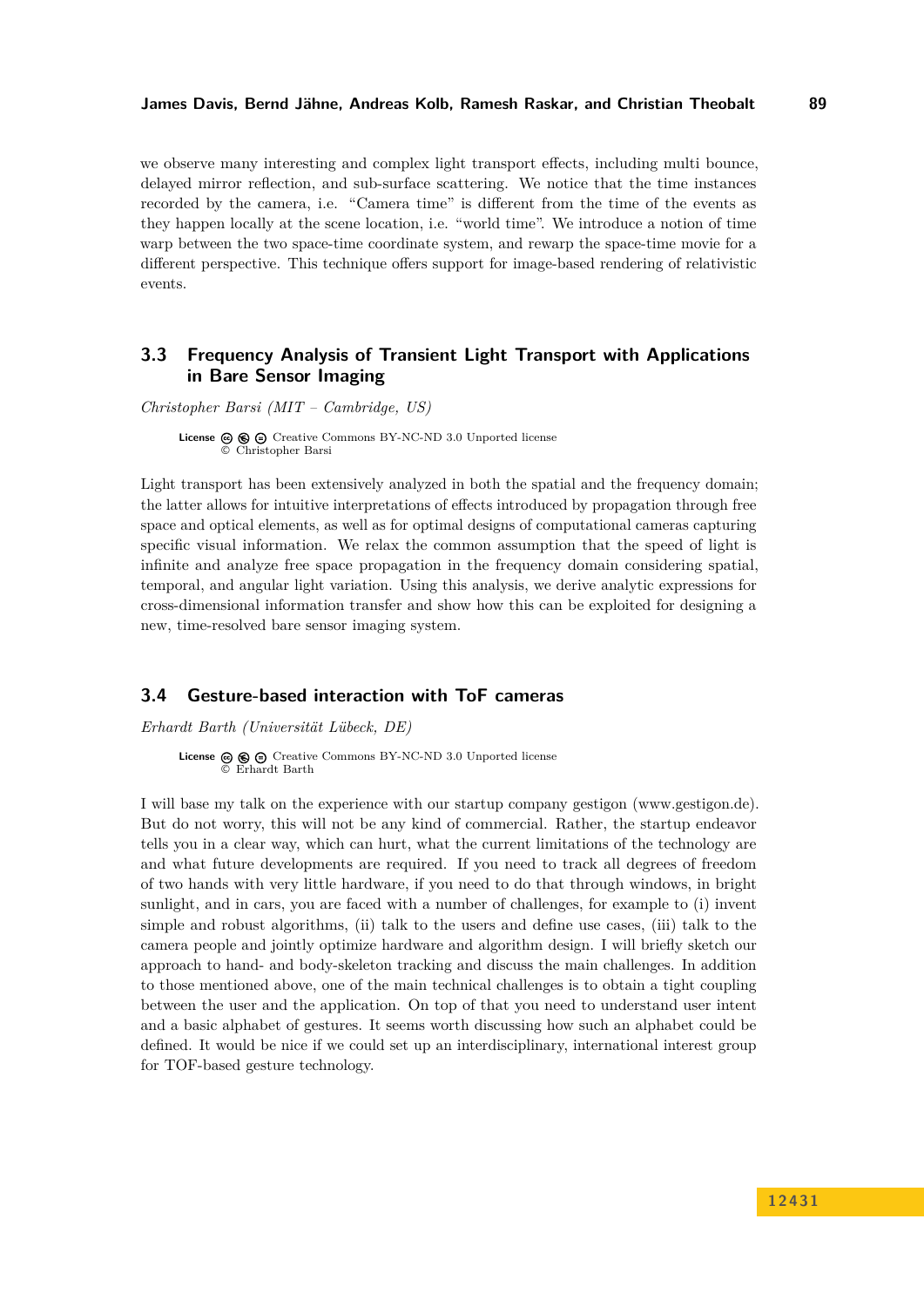we observe many interesting and complex light transport effects, including multi bounce, delayed mirror reflection, and sub-surface scattering. We notice that the time instances recorded by the camera, i.e. "Camera time" is different from the time of the events as they happen locally at the scene location, i.e. "world time". We introduce a notion of time warp between the two space-time coordinate system, and rewarp the space-time movie for a different perspective. This technique offers support for image-based rendering of relativistic events.

## 3.3 Frequency Analysis of Transient Light Transport with Applications in Bare Sensor Imaging

*Christopher Barsi (MIT – Cambridge, US)*

**License** Creative Commons BY-NC-ND 3.0 Unported license
© Christopher Barsi

Light transport has been extensively analyzed in both the spatial and the frequency domain; the latter allows for intuitive interpretations of effects introduced by propagation through free space and optical elements, as well as for optimal designs of computational cameras capturing specific visual information. We relax the common assumption that the speed of light is infinite and analyze free space propagation in the frequency domain considering spatial, temporal, and angular light variation. Using this analysis, we derive analytic expressions for cross-dimensional information transfer and show how this can be exploited for designing a new, time-resolved bare sensor imaging system.

## 3.4 Gesture-based interaction with ToF cameras

*Erhardt Barth (Universität Lübeck, DE)*

**License** Creative Commons BY-NC-ND 3.0 Unported license
© Erhardt Barth

I will base my talk on the experience with our startup company gestigon (www.gestigon.de). But do not worry, this will not be any kind of commercial. Rather, the startup endeavor tells you in a clear way, which can hurt, what the current limitations of the technology are and what future developments are required. If you need to track all degrees of freedom of two hands with very little hardware, if you need to do that through windows, in bright sunlight, and in cars, you are faced with a number of challenges, for example to (i) invent simple and robust algorithms, (ii) talk to the users and define use cases, (iii) talk to the camera people and jointly optimize hardware and algorithm design. I will briefly sketch our approach to hand- and body-skeleton tracking and discuss the main challenges. In addition to those mentioned above, one of the main technical challenges is to obtain a tight coupling between the user and the application. On top of that you need to understand user intent and a basic alphabet of gestures. It seems worth discussing how such an alphabet could be defined. It would be nice if we could set up an interdisciplinary, international interest group for TOF-based gesture technology.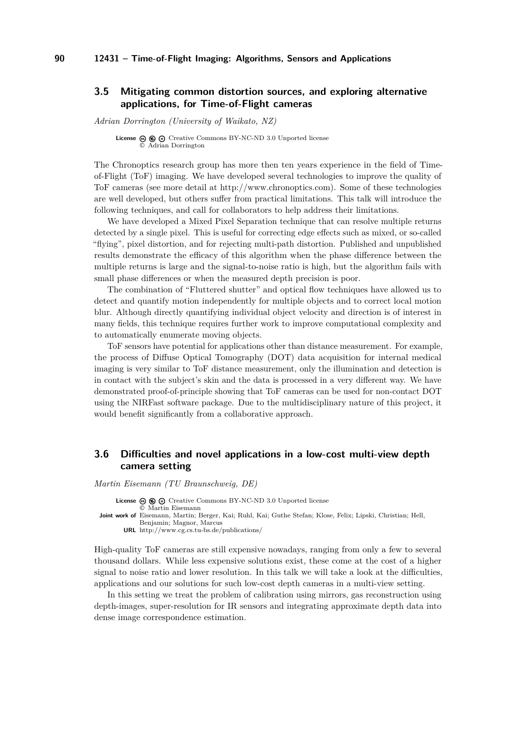## 3.5 Mitigating common distortion sources, and exploring alternative applications, for Time-of-Flight cameras

*Adrian Dorrington (University of Waikato, NZ)*

**License** Creative Commons BY-NC-ND 3.0 Unported license
© Adrian Dorrington

The Chronoptics research group has more then ten years experience in the field of Time-of-Flight (ToF) imaging. We have developed several technologies to improve the quality of ToF cameras (see more detail at http://www.chronoptics.com). Some of these technologies are well developed, but others suffer from practical limitations. This talk will introduce the following techniques, and call for collaborators to help address their limitations.

We have developed a Mixed Pixel Separation technique that can resolve multiple returns detected by a single pixel. This is useful for correcting edge effects such as mixed, or so-called "flying", pixel distortion, and for rejecting multi-path distortion. Published and unpublished results demonstrate the efficacy of this algorithm when the phase difference between the multiple returns is large and the signal-to-noise ratio is high, but the algorithm fails with small phase differences or when the measured depth precision is poor.

The combination of "Fluttered shutter" and optical flow techniques have allowed us to detect and quantify motion independently for multiple objects and to correct local motion blur. Although directly quantifying individual object velocity and direction is of interest in many fields, this technique requires further work to improve computational complexity and to automatically enumerate moving objects.

ToF sensors have potential for applications other than distance measurement. For example, the process of Diffuse Optical Tomography (DOT) data acquisition for internal medical imaging is very similar to ToF distance measurement, only the illumination and detection is in contact with the subject's skin and the data is processed in a very different way. We have demonstrated proof-of-principle showing that ToF cameras can be used for non-contact DOT using the NIRFast software package. Due to the multidisciplinary nature of this project, it would benefit significantly from a collaborative approach.

## 3.6 Difficulties and novel applications in a low-cost multi-view depth camera setting

*Martin Eisemann (TU Braunschweig, DE)*

**License** Creative Commons BY-NC-ND 3.0 Unported license
© Martin Eisemann
**Joint work of** Eisemann, Martin; Berger, Kai; Ruhl, Kai; Guthe Stefan; Klose, Felix; Lipski, Christian; Hell, Benjamin; Magnor, Marcus
**URL** http://www.cg.cs.tu-bs.de/publications/

High-quality ToF cameras are still expensive nowadays, ranging from only a few to several thousand dollars. While less expensive solutions exist, these come at the cost of a higher signal to noise ratio and lower resolution. In this talk we will take a look at the difficulties, applications and our solutions for such low-cost depth cameras in a multi-view setting.

In this setting we treat the problem of calibration using mirrors, gas reconstruction using depth-images, super-resolution for IR sensors and integrating approximate depth data into dense image correspondence estimation.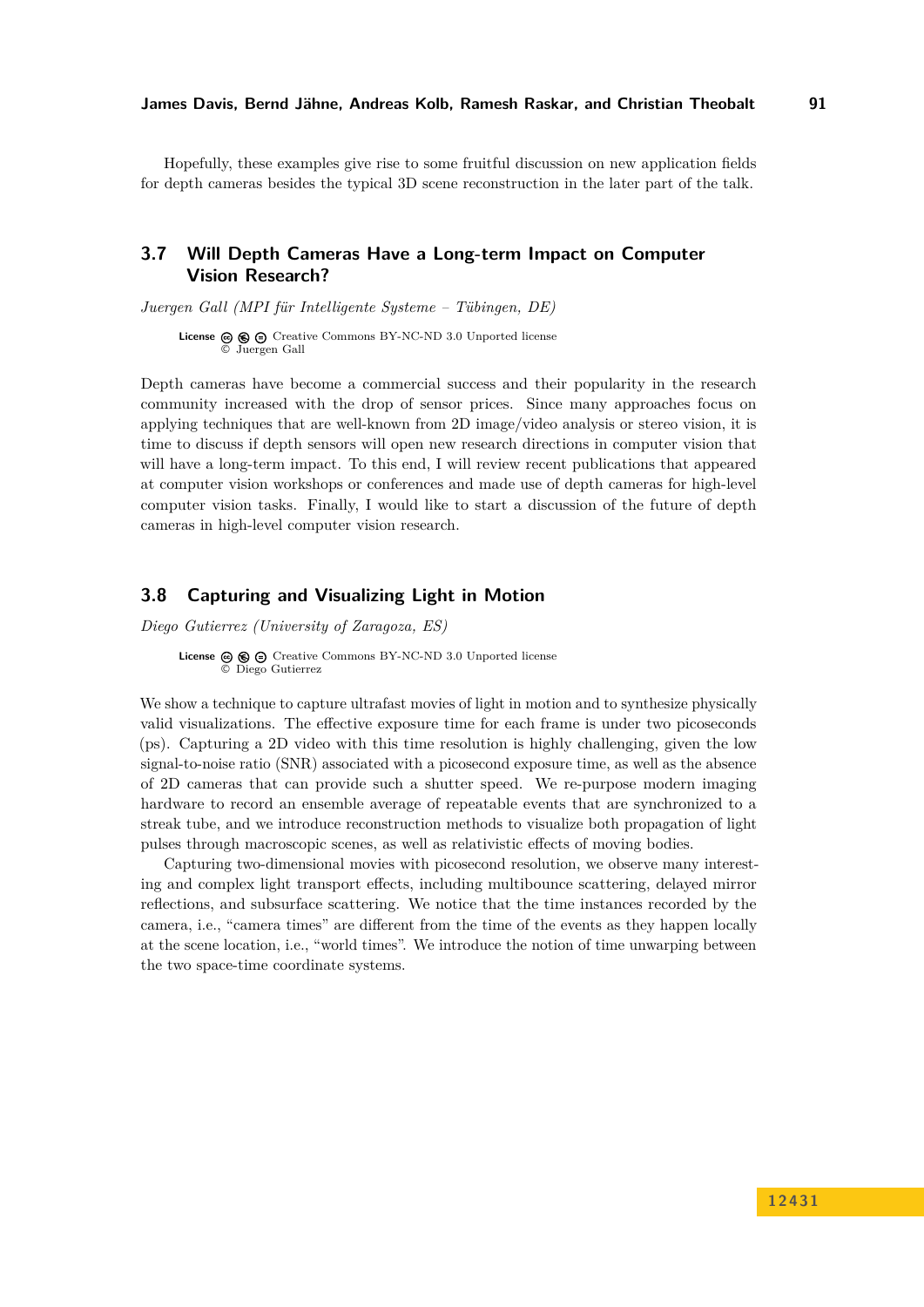Hopefully, these examples give rise to some fruitful discussion on new application fields for depth cameras besides the typical 3D scene reconstruction in the later part of the talk.

## 3.7 Will Depth Cameras Have a Long-term Impact on Computer Vision Research?

*Juergen Gall (MPI für Intelligente Systeme – Tübingen, DE)*

**License** Creative Commons BY-NC-ND 3.0 Unported license
© Juergen Gall

Depth cameras have become a commercial success and their popularity in the research community increased with the drop of sensor prices. Since many approaches focus on applying techniques that are well-known from 2D image/video analysis or stereo vision, it is time to discuss if depth sensors will open new research directions in computer vision that will have a long-term impact. To this end, I will review recent publications that appeared at computer vision workshops or conferences and made use of depth cameras for high-level computer vision tasks. Finally, I would like to start a discussion of the future of depth cameras in high-level computer vision research.

## 3.8 Capturing and Visualizing Light in Motion

*Diego Gutierrez (University of Zaragoza, ES)*

**License** Creative Commons BY-NC-ND 3.0 Unported license
© Diego Gutierrez

We show a technique to capture ultrafast movies of light in motion and to synthesize physically valid visualizations. The effective exposure time for each frame is under two picoseconds (ps). Capturing a 2D video with this time resolution is highly challenging, given the low signal-to-noise ratio (SNR) associated with a picosecond exposure time, as well as the absence of 2D cameras that can provide such a shutter speed. We re-purpose modern imaging hardware to record an ensemble average of repeatable events that are synchronized to a streak tube, and we introduce reconstruction methods to visualize both propagation of light pulses through macroscopic scenes, as well as relativistic effects of moving bodies.

Capturing two-dimensional movies with picosecond resolution, we observe many interesting and complex light transport effects, including multibounce scattering, delayed mirror reflections, and subsurface scattering. We notice that the time instances recorded by the camera, i.e., "camera times" are different from the time of the events as they happen locally at the scene location, i.e., "world times". We introduce the notion of time unwarping between the two space-time coordinate systems.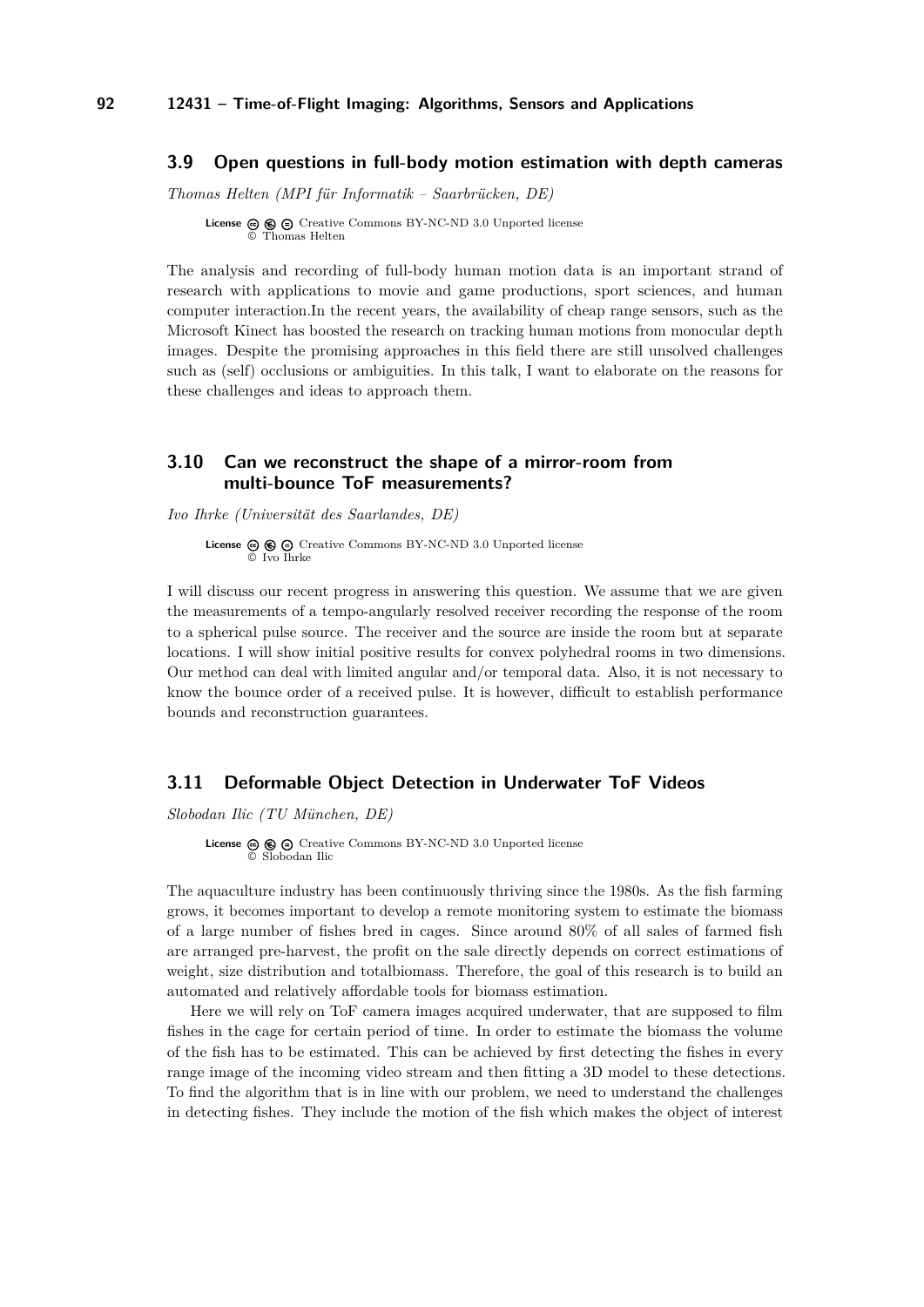### 3.9 Open questions in full-body motion estimation with depth cameras

*Thomas Helten (MPI für Informatik – Saarbrücken, DE)*

**License** Creative Commons BY-NC-ND 3.0 Unported license
© Thomas Helten

The analysis and recording of full-body human motion data is an important strand of research with applications to movie and game productions, sport sciences, and human computer interaction.In the recent years, the availability of cheap range sensors, such as the Microsoft Kinect has boosted the research on tracking human motions from monocular depth images. Despite the promising approaches in this field there are still unsolved challenges such as (self) occlusions or ambiguities. In this talk, I want to elaborate on the reasons for these challenges and ideas to approach them.

### 3.10 Can we reconstruct the shape of a mirror-room from multi-bounce ToF measurements?

*Ivo Ihrke (Universität des Saarlandes, DE)*

**License** Creative Commons BY-NC-ND 3.0 Unported license
© Ivo Ihrke

I will discuss our recent progress in answering this question. We assume that we are given the measurements of a tempo-angularly resolved receiver recording the response of the room to a spherical pulse source. The receiver and the source are inside the room but at separate locations. I will show initial positive results for convex polyhedral rooms in two dimensions. Our method can deal with limited angular and/or temporal data. Also, it is not necessary to know the bounce order of a received pulse. It is however, difficult to establish performance bounds and reconstruction guarantees.

### 3.11 Deformable Object Detection in Underwater ToF Videos

*Slobodan Ilic (TU München, DE)*

**License** Creative Commons BY-NC-ND 3.0 Unported license
© Slobodan Ilic

The aquaculture industry has been continuously thriving since the 1980s. As the fish farming grows, it becomes important to develop a remote monitoring system to estimate the biomass of a large number of fishes bred in cages. Since around 80% of all sales of farmed fish are arranged pre-harvest, the profit on the sale directly depends on correct estimations of weight, size distribution and totalbiomass. Therefore, the goal of this research is to build an automated and relatively affordable tools for biomass estimation.

Here we will rely on ToF camera images acquired underwater, that are supposed to film fishes in the cage for certain period of time. In order to estimate the biomass the volume of the fish has to be estimated. This can be achieved by first detecting the fishes in every range image of the incoming video stream and then fitting a 3D model to these detections. To find the algorithm that is in line with our problem, we need to understand the challenges in detecting fishes. They include the motion of the fish which makes the object of interest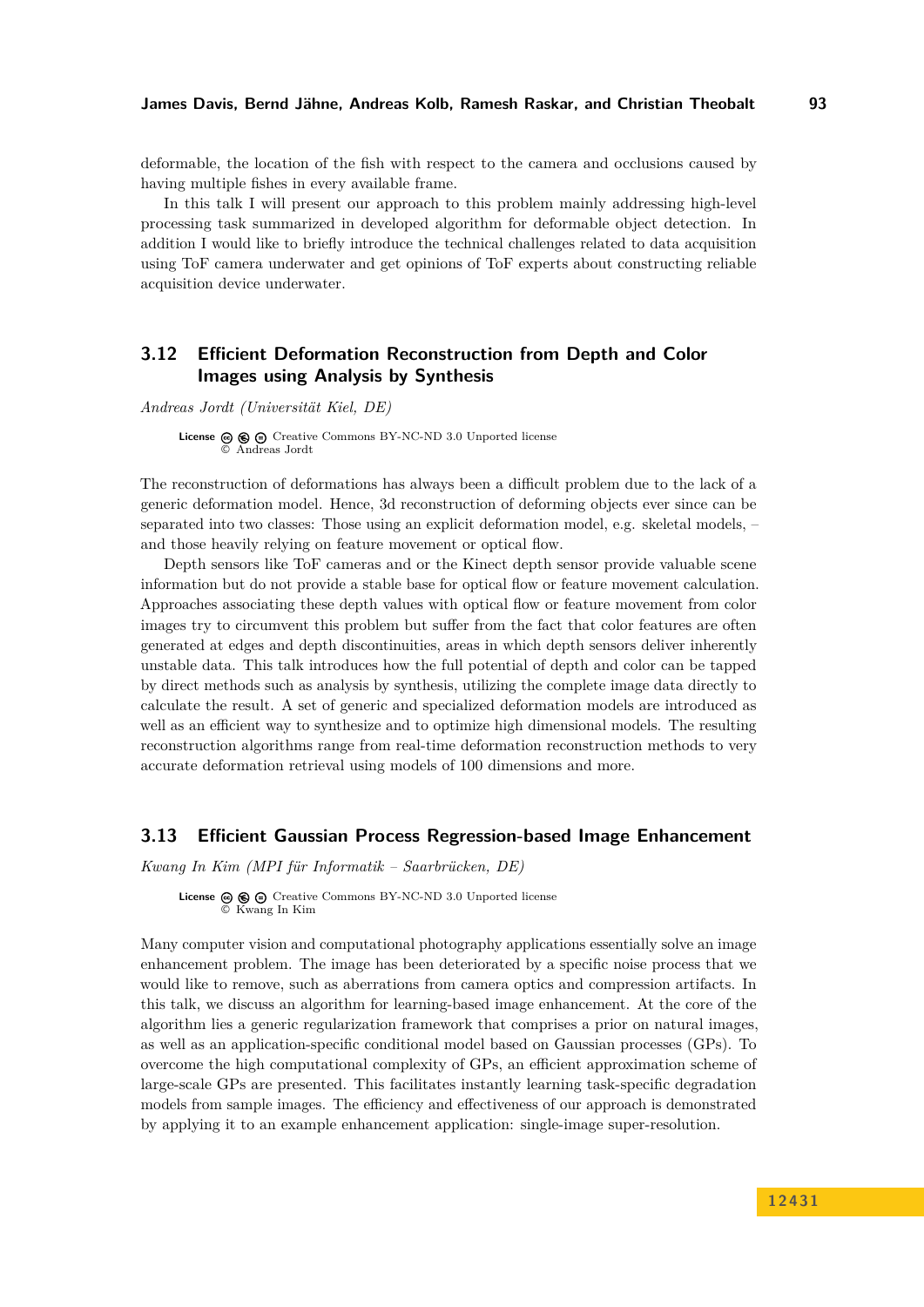deformable, the location of the fish with respect to the camera and occlusions caused by having multiple fishes in every available frame.

In this talk I will present our approach to this problem mainly addressing high-level processing task summarized in developed algorithm for deformable object detection. In addition I would like to briefly introduce the technical challenges related to data acquisition using ToF camera underwater and get opinions of ToF experts about constructing reliable acquisition device underwater.

## 3.12 Efficient Deformation Reconstruction from Depth and Color Images using Analysis by Synthesis

*Andreas Jordt (Universität Kiel, DE)*

**License** Creative Commons BY-NC-ND 3.0 Unported license
© Andreas Jordt

The reconstruction of deformations has always been a difficult problem due to the lack of a generic deformation model. Hence, 3d reconstruction of deforming objects ever since can be separated into two classes: Those using an explicit deformation model, e.g. skeletal models, – and those heavily relying on feature movement or optical flow.

Depth sensors like ToF cameras and or the Kinect depth sensor provide valuable scene information but do not provide a stable base for optical flow or feature movement calculation. Approaches associating these depth values with optical flow or feature movement from color images try to circumvent this problem but suffer from the fact that color features are often generated at edges and depth discontinuities, areas in which depth sensors deliver inherently unstable data. This talk introduces how the full potential of depth and color can be tapped by direct methods such as analysis by synthesis, utilizing the complete image data directly to calculate the result. A set of generic and specialized deformation models are introduced as well as an efficient way to synthesize and to optimize high dimensional models. The resulting reconstruction algorithms range from real-time deformation reconstruction methods to very accurate deformation retrieval using models of 100 dimensions and more.

## 3.13 Efficient Gaussian Process Regression-based Image Enhancement

*Kwang In Kim (MPI für Informatik – Saarbrücken, DE)*

**License** Creative Commons BY-NC-ND 3.0 Unported license
© Kwang In Kim

Many computer vision and computational photography applications essentially solve an image enhancement problem. The image has been deteriorated by a specific noise process that we would like to remove, such as aberrations from camera optics and compression artifacts. In this talk, we discuss an algorithm for learning-based image enhancement. At the core of the algorithm lies a generic regularization framework that comprises a prior on natural images, as well as an application-specific conditional model based on Gaussian processes (GPs). To overcome the high computational complexity of GPs, an efficient approximation scheme of large-scale GPs are presented. This facilitates instantly learning task-specific degradation models from sample images. The efficiency and effectiveness of our approach is demonstrated by applying it to an example enhancement application: single-image super-resolution.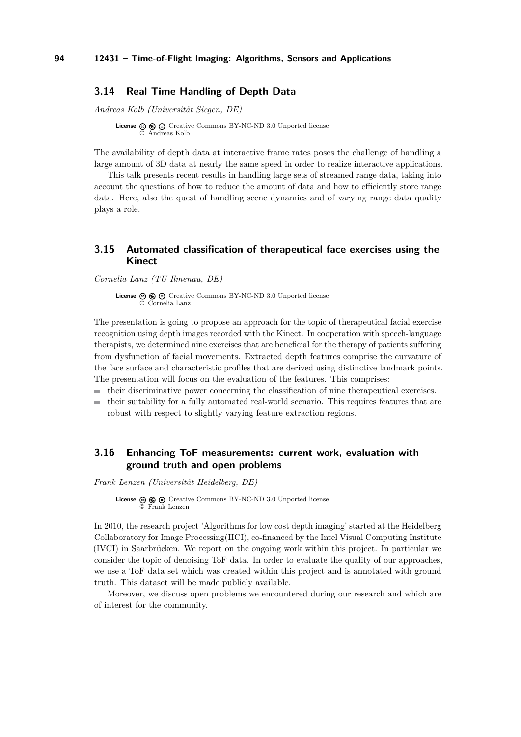### 3.14 Real Time Handling of Depth Data

*Andreas Kolb (Universität Siegen, DE)*

**License** Creative Commons BY-NC-ND 3.0 Unported license
© Andreas Kolb

The availability of depth data at interactive frame rates poses the challenge of handling a large amount of 3D data at nearly the same speed in order to realize interactive applications.

This talk presents recent results in handling large sets of streamed range data, taking into account the questions of how to reduce the amount of data and how to efficiently store range data. Here, also the quest of handling scene dynamics and of varying range data quality plays a role.

### 3.15 Automated classification of therapeutical face exercises using the Kinect

*Cornelia Lanz (TU Ilmenau, DE)*

**License** Creative Commons BY-NC-ND 3.0 Unported license
© Cornelia Lanz

The presentation is going to propose an approach for the topic of therapeutical facial exercise recognition using depth images recorded with the Kinect. In cooperation with speech-language therapists, we determined nine exercises that are beneficial for the therapy of patients suffering from dysfunction of facial movements. Extracted depth features comprise the curvature of the face surface and characteristic profiles that are derived using distinctive landmark points. The presentation will focus on the evaluation of the features. This comprises:

- their discriminative power concerning the classification of nine therapeutical exercises.
- their suitability for a fully automated real-world scenario. This requires features that are robust with respect to slightly varying feature extraction regions.

### 3.16 Enhancing ToF measurements: current work, evaluation with ground truth and open problems

*Frank Lenzen (Universität Heidelberg, DE)*

**License** Creative Commons BY-NC-ND 3.0 Unported license
© Frank Lenzen

In 2010, the research project 'Algorithms for low cost depth imaging' started at the Heidelberg Collaboratory for Image Processing(HCI), co-financed by the Intel Visual Computing Institute (IVCI) in Saarbrücken. We report on the ongoing work within this project. In particular we consider the topic of denoising ToF data. In order to evaluate the quality of our approaches, we use a ToF data set which was created within this project and is annotated with ground truth. This dataset will be made publicly available.

Moreover, we discuss open problems we encountered during our research and which are of interest for the community.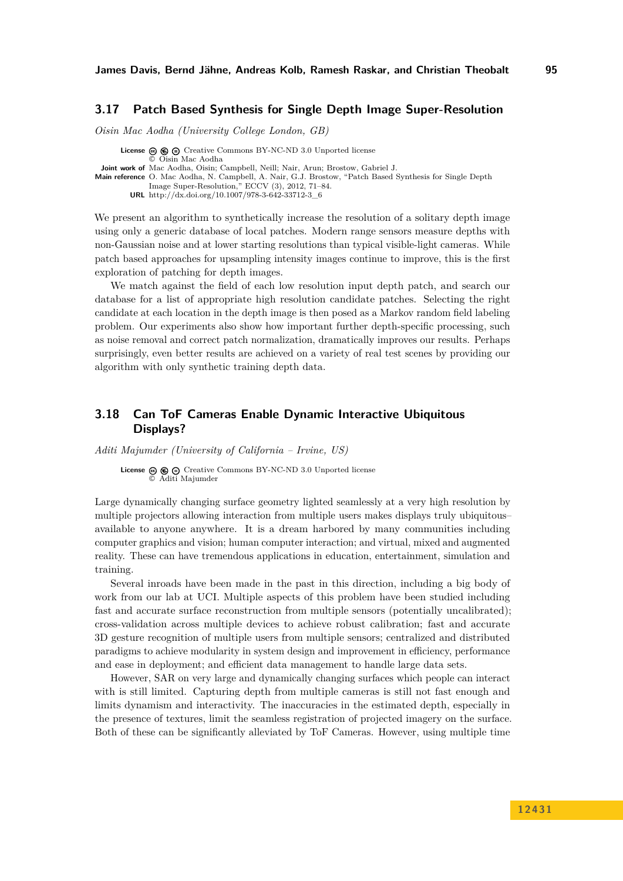### 3.17 Patch Based Synthesis for Single Depth Image Super-Resolution

*Oisin Mac Aodha (University College London, GB)*

**License** Creative Commons BY-NC-ND 3.0 Unported license
© Oisin Mac Aodha
**Joint work of** Mac Aodha, Oisin; Campbell, Neill; Nair, Arun; Brostow, Gabriel J.
**Main reference** O. Mac Aodha, N. Campbell, A. Nair, G.J. Brostow, "Patch Based Synthesis for Single Depth Image Super-Resolution," ECCV (3), 2012, 71–84.
**URL** http://dx.doi.org/10.1007/978-3-642-33712-3_6

We present an algorithm to synthetically increase the resolution of a solitary depth image using only a generic database of local patches. Modern range sensors measure depths with non-Gaussian noise and at lower starting resolutions than typical visible-light cameras. While patch based approaches for upsampling intensity images continue to improve, this is the first exploration of patching for depth images.

We match against the field of each low resolution input depth patch, and search our database for a list of appropriate high resolution candidate patches. Selecting the right candidate at each location in the depth image is then posed as a Markov random field labeling problem. Our experiments also show how important further depth-specific processing, such as noise removal and correct patch normalization, dramatically improves our results. Perhaps surprisingly, even better results are achieved on a variety of real test scenes by providing our algorithm with only synthetic training depth data.

### 3.18 Can ToF Cameras Enable Dynamic Interactive Ubiquitous Displays?

*Aditi Majumder (University of California – Irvine, US)*

**License** Creative Commons BY-NC-ND 3.0 Unported license
© Aditi Majumder

Large dynamically changing surface geometry lighted seamlessly at a very high resolution by multiple projectors allowing interaction from multiple users makes displays truly ubiquitous– available to anyone anywhere. It is a dream harbored by many communities including computer graphics and vision; human computer interaction; and virtual, mixed and augmented reality. These can have tremendous applications in education, entertainment, simulation and training.

Several inroads have been made in the past in this direction, including a big body of work from our lab at UCI. Multiple aspects of this problem have been studied including fast and accurate surface reconstruction from multiple sensors (potentially uncalibrated); cross-validation across multiple devices to achieve robust calibration; fast and accurate 3D gesture recognition of multiple users from multiple sensors; centralized and distributed paradigms to achieve modularity in system design and improvement in efficiency, performance and ease in deployment; and efficient data management to handle large data sets.

However, SAR on very large and dynamically changing surfaces which people can interact with is still limited. Capturing depth from multiple cameras is still not fast enough and limits dynamism and interactivity. The inaccuracies in the estimated depth, especially in the presence of textures, limit the seamless registration of projected imagery on the surface. Both of these can be significantly alleviated by ToF Cameras. However, using multiple time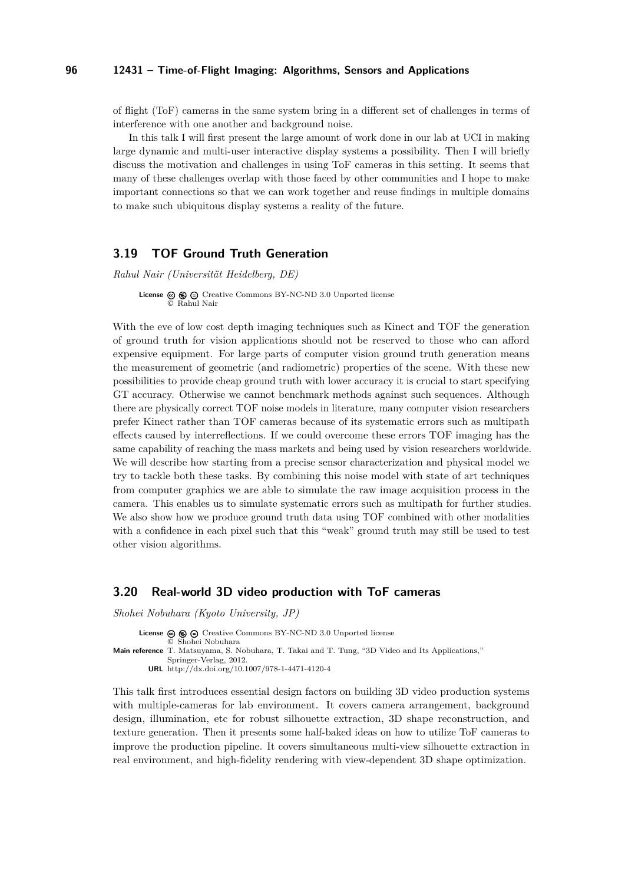of flight (ToF) cameras in the same system bring in a different set of challenges in terms of interference with one another and background noise.

In this talk I will first present the large amount of work done in our lab at UCI in making large dynamic and multi-user interactive display systems a possibility. Then I will briefly discuss the motivation and challenges in using ToF cameras in this setting. It seems that many of these challenges overlap with those faced by other communities and I hope to make important connections so that we can work together and reuse findings in multiple domains to make such ubiquitous display systems a reality of the future.

## 3.19 TOF Ground Truth Generation

*Rahul Nair (Universität Heidelberg, DE)*

**License** Creative Commons BY-NC-ND 3.0 Unported license
© Rahul Nair

With the eve of low cost depth imaging techniques such as Kinect and TOF the generation of ground truth for vision applications should not be reserved to those who can afford expensive equipment. For large parts of computer vision ground truth generation means the measurement of geometric (and radiometric) properties of the scene. With these new possibilities to provide cheap ground truth with lower accuracy it is crucial to start specifying GT accuracy. Otherwise we cannot benchmark methods against such sequences. Although there are physically correct TOF noise models in literature, many computer vision researchers prefer Kinect rather than TOF cameras because of its systematic errors such as multipath effects caused by interreflections. If we could overcome these errors TOF imaging has the same capability of reaching the mass markets and being used by vision researchers worldwide. We will describe how starting from a precise sensor characterization and physical model we try to tackle both these tasks. By combining this noise model with state of art techniques from computer graphics we are able to simulate the raw image acquisition process in the camera. This enables us to simulate systematic errors such as multipath for further studies. We also show how we produce ground truth data using TOF combined with other modalities with a confidence in each pixel such that this "weak" ground truth may still be used to test other vision algorithms.

## 3.20 Real-world 3D video production with ToF cameras

*Shohei Nobuhara (Kyoto University, JP)*

**License** Creative Commons BY-NC-ND 3.0 Unported license
© Shohei Nobuhara
**Main reference** T. Matsuyama, S. Nobuhara, T. Takai and T. Tung, "3D Video and Its Applications," Springer-Verlag, 2012.
**URL** http://dx.doi.org/10.1007/978-1-4471-4120-4

This talk first introduces essential design factors on building 3D video production systems with multiple-cameras for lab environment. It covers camera arrangement, background design, illumination, etc for robust silhouette extraction, 3D shape reconstruction, and texture generation. Then it presents some half-baked ideas on how to utilize ToF cameras to improve the production pipeline. It covers simultaneous multi-view silhouette extraction in real environment, and high-fidelity rendering with view-dependent 3D shape optimization.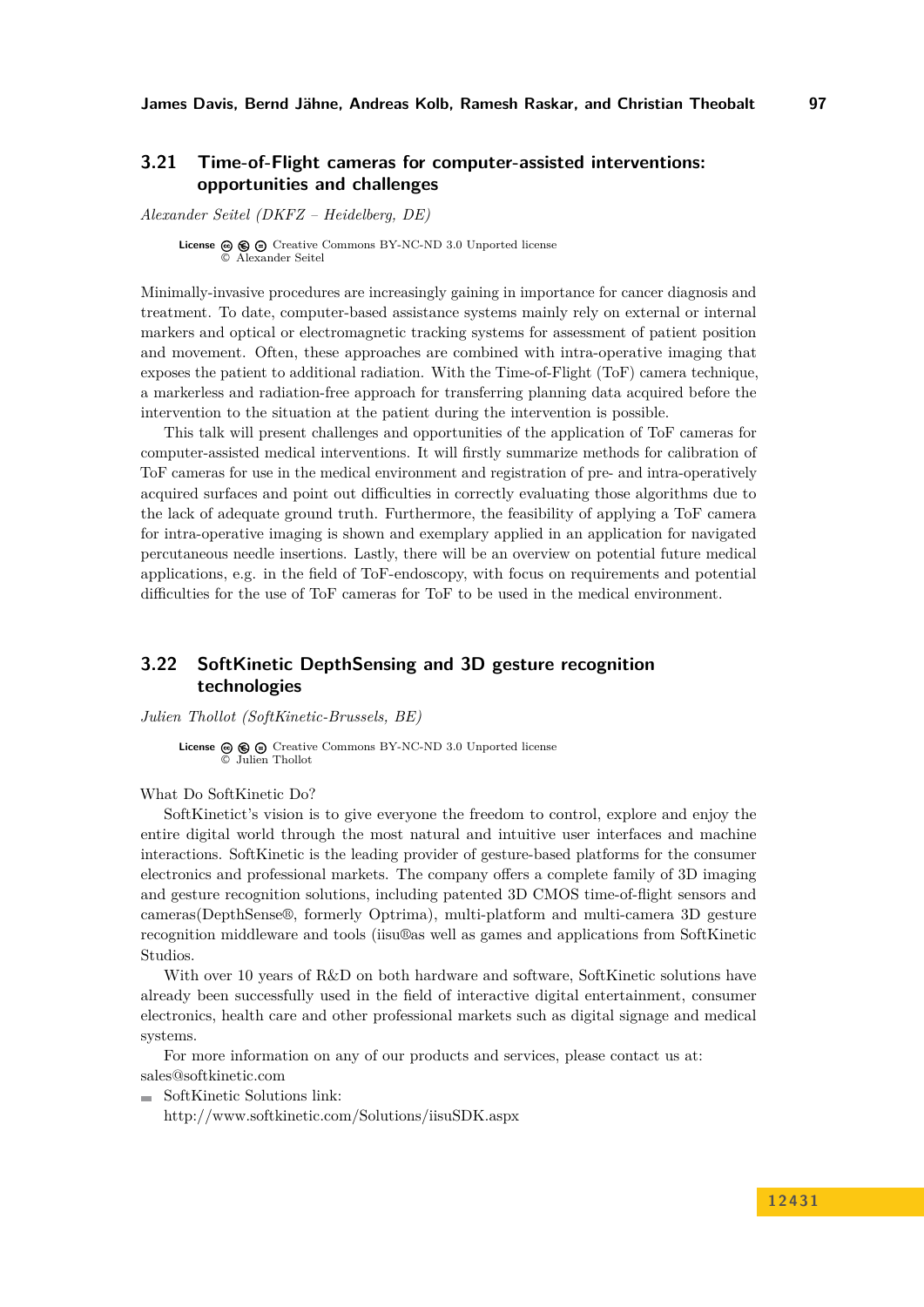## 3.21 Time-of-Flight cameras for computer-assisted interventions: opportunities and challenges

*Alexander Seitel (DKFZ – Heidelberg, DE)*

**License** Creative Commons BY-NC-ND 3.0 Unported license
© Alexander Seitel

Minimally-invasive procedures are increasingly gaining in importance for cancer diagnosis and treatment. To date, computer-based assistance systems mainly rely on external or internal markers and optical or electromagnetic tracking systems for assessment of patient position and movement. Often, these approaches are combined with intra-operative imaging that exposes the patient to additional radiation. With the Time-of-Flight (ToF) camera technique, a markerless and radiation-free approach for transferring planning data acquired before the intervention to the situation at the patient during the intervention is possible.

This talk will present challenges and opportunities of the application of ToF cameras for computer-assisted medical interventions. It will firstly summarize methods for calibration of ToF cameras for use in the medical environment and registration of pre- and intra-operatively acquired surfaces and point out difficulties in correctly evaluating those algorithms due to the lack of adequate ground truth. Furthermore, the feasibility of applying a ToF camera for intra-operative imaging is shown and exemplary applied in an application for navigated percutaneous needle insertions. Lastly, there will be an overview on potential future medical applications, e.g. in the field of ToF-endoscopy, with focus on requirements and potential difficulties for the use of ToF cameras for ToF to be used in the medical environment.

## 3.22 SoftKinetic DepthSensing and 3D gesture recognition technologies

*Julien Thollot (SoftKinetic-Brussels, BE)*

**License** Creative Commons BY-NC-ND 3.0 Unported license
© Julien Thollot

What Do SoftKinetic Do?

SoftKinetict's vision is to give everyone the freedom to control, explore and enjoy the entire digital world through the most natural and intuitive user interfaces and machine interactions. SoftKinetic is the leading provider of gesture-based platforms for the consumer electronics and professional markets. The company offers a complete family of 3D imaging and gesture recognition solutions, including patented 3D CMOS time-of-flight sensors and cameras(DepthSense®, formerly Optrima), multi-platform and multi-camera 3D gesture recognition middleware and tools (iisu®as well as games and applications from SoftKinetic Studios.

With over 10 years of R&D on both hardware and software, SoftKinetic solutions have already been successfully used in the field of interactive digital entertainment, consumer electronics, health care and other professional markets such as digital signage and medical systems.

For more information on any of our products and services, please contact us at: sales@softkinetic.com

- SoftKinetic Solutions link:
  http://www.softkinetic.com/Solutions/iisuSDK.aspx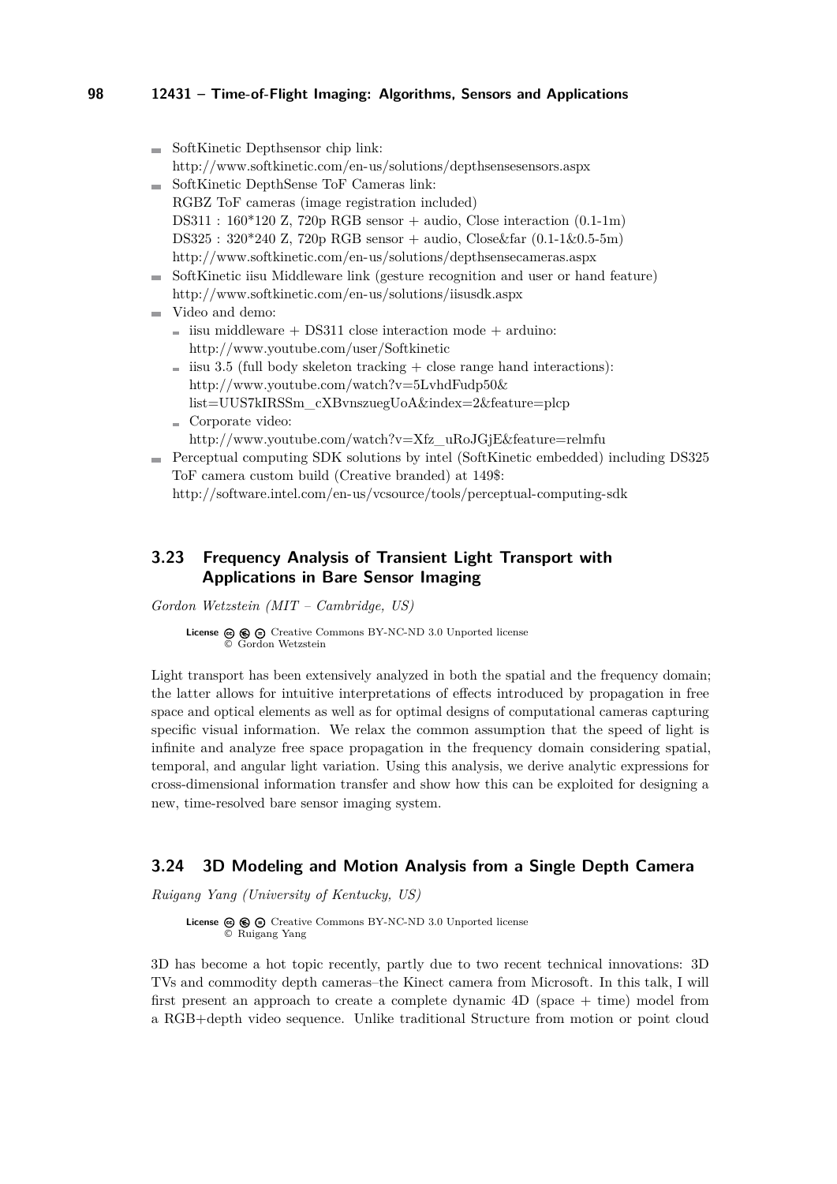- SoftKinetic Depthsensor chip link:
  http://www.softkinetic.com/en-us/solutions/depthsensesensors.aspx
- SoftKinetic DepthSense ToF Cameras link:
  RGBZ ToF cameras (image registration included)
  DS311 : 160*120 Z, 720p RGB sensor + audio, Close interaction (0.1-1m)
  DS325 : 320*240 Z, 720p RGB sensor + audio, Close&far (0.1-1&0.5-5m)
  http://www.softkinetic.com/en-us/solutions/depthsensecameras.aspx
- SoftKinetic iisu Middleware link (gesture recognition and user or hand feature)
  http://www.softkinetic.com/en-us/solutions/iisusdk.aspx
- Video and demo:
  - iisu middleware + DS311 close interaction mode + arduino:
    http://www.youtube.com/user/Softkinetic
  - iisu 3.5 (full body skeleton tracking + close range hand interactions):
    http://www.youtube.com/watch?v=5LvhdFudp50&
    list=UUS7kIRSSm_cXBvnszuegUoA&index=2&feature=plcp
  - Corporate video:
    http://www.youtube.com/watch?v=Xfz_uRoJGjE&feature=relmfu
- Perceptual computing SDK solutions by intel (SoftKinetic embedded) including DS325 ToF camera custom build (Creative branded) at 149$:
  http://software.intel.com/en-us/vcsource/tools/perceptual-computing-sdk

## 3.23 Frequency Analysis of Transient Light Transport with Applications in Bare Sensor Imaging

*Gordon Wetzstein (MIT – Cambridge, US)*

**License** Creative Commons BY-NC-ND 3.0 Unported license
© Gordon Wetzstein

Light transport has been extensively analyzed in both the spatial and the frequency domain; the latter allows for intuitive interpretations of effects introduced by propagation in free space and optical elements as well as for optimal designs of computational cameras capturing specific visual information. We relax the common assumption that the speed of light is infinite and analyze free space propagation in the frequency domain considering spatial, temporal, and angular light variation. Using this analysis, we derive analytic expressions for cross-dimensional information transfer and show how this can be exploited for designing a new, time-resolved bare sensor imaging system.

## 3.24 3D Modeling and Motion Analysis from a Single Depth Camera

*Ruigang Yang (University of Kentucky, US)*

**License** Creative Commons BY-NC-ND 3.0 Unported license
© Ruigang Yang

3D has become a hot topic recently, partly due to two recent technical innovations: 3D TVs and commodity depth cameras–the Kinect camera from Microsoft. In this talk, I will first present an approach to create a complete dynamic 4D (space + time) model from a RGB+depth video sequence. Unlike traditional Structure from motion or point cloud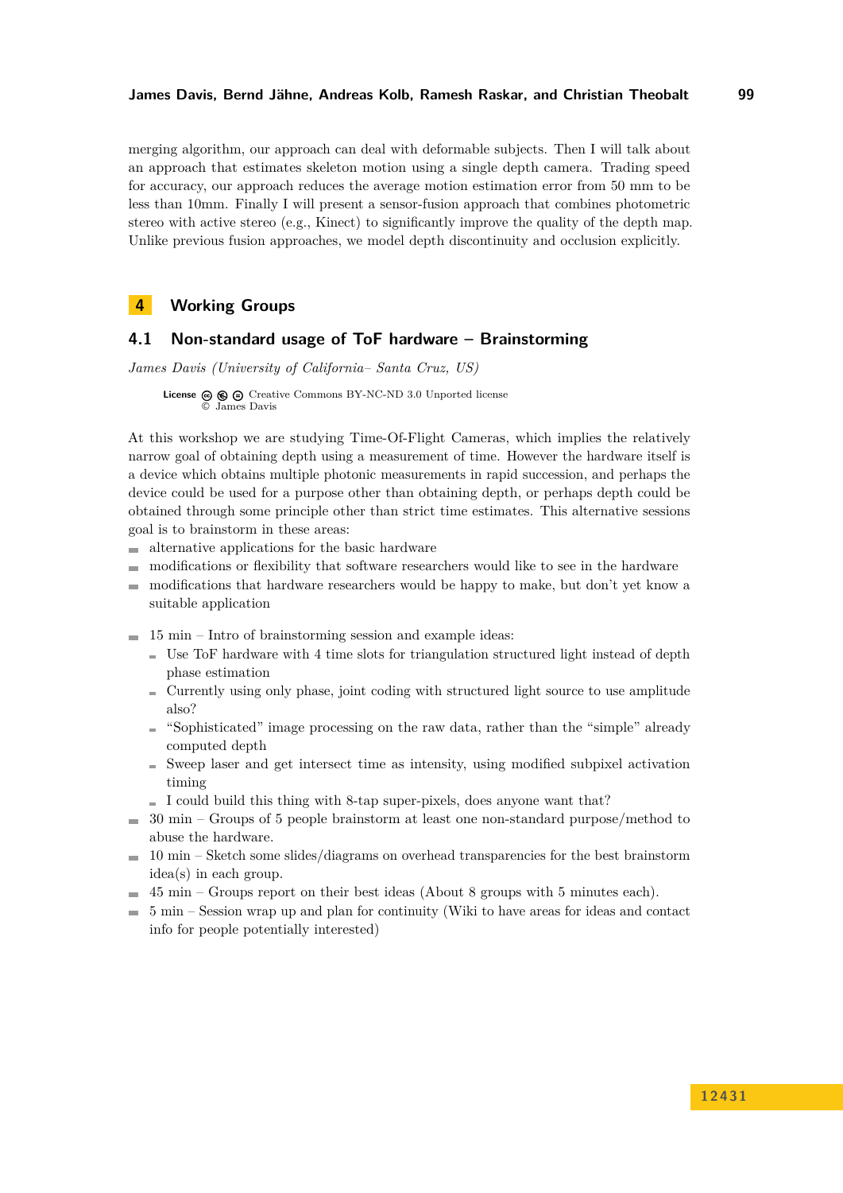merging algorithm, our approach can deal with deformable subjects. Then I will talk about an approach that estimates skeleton motion using a single depth camera. Trading speed for accuracy, our approach reduces the average motion estimation error from 50 mm to be less than 10mm. Finally I will present a sensor-fusion approach that combines photometric stereo with active stereo (e.g., Kinect) to significantly improve the quality of the depth map. Unlike previous fusion approaches, we model depth discontinuity and occlusion explicitly.

# 4 Working Groups

## 4.1 Non-standard usage of ToF hardware – Brainstorming

*James Davis (University of California– Santa Cruz, US)*

**License** Creative Commons BY-NC-ND 3.0 Unported license
© James Davis

At this workshop we are studying Time-Of-Flight Cameras, which implies the relatively narrow goal of obtaining depth using a measurement of time. However the hardware itself is a device which obtains multiple photonic measurements in rapid succession, and perhaps the device could be used for a purpose other than obtaining depth, or perhaps depth could be obtained through some principle other than strict time estimates. This alternative sessions goal is to brainstorm in these areas:

- alternative applications for the basic hardware
- modifications or flexibility that software researchers would like to see in the hardware
- modifications that hardware researchers would be happy to make, but don't yet know a suitable application

- 15 min – Intro of brainstorming session and example ideas:
  - Use ToF hardware with 4 time slots for triangulation structured light instead of depth phase estimation
  - Currently using only phase, joint coding with structured light source to use amplitude also?
  - "Sophisticated" image processing on the raw data, rather than the "simple" already computed depth
  - Sweep laser and get intersect time as intensity, using modified subpixel activation timing
  - I could build this thing with 8-tap super-pixels, does anyone want that?
- 30 min – Groups of 5 people brainstorm at least one non-standard purpose/method to abuse the hardware.
- 10 min – Sketch some slides/diagrams on overhead transparencies for the best brainstorm idea(s) in each group.
- 45 min – Groups report on their best ideas (About 8 groups with 5 minutes each).
- 5 min – Session wrap up and plan for continuity (Wiki to have areas for ideas and contact info for people potentially interested)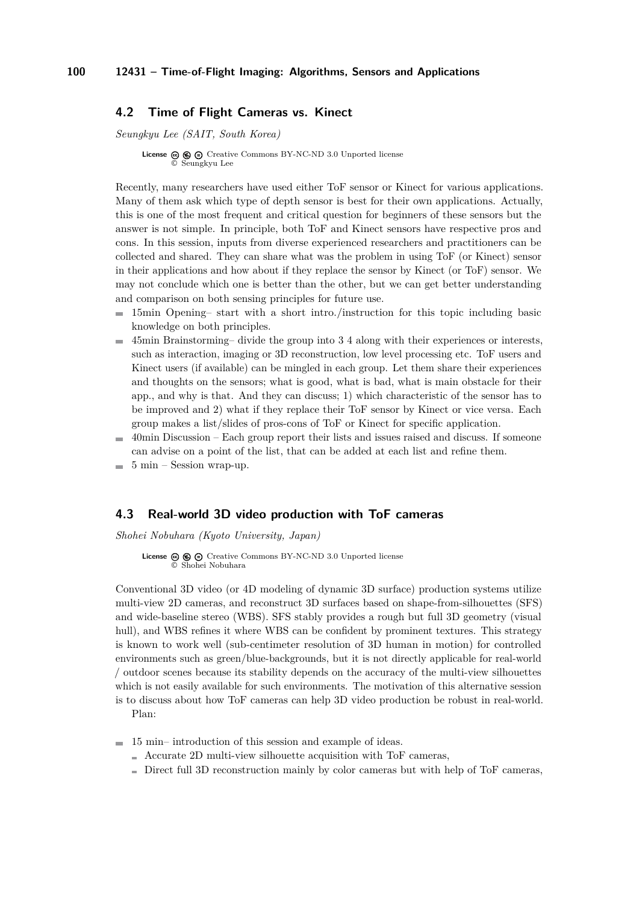## 4.2 Time of Flight Cameras vs. Kinect

*Seungkyu Lee (SAIT, South Korea)*

License Creative Commons BY-NC-ND 3.0 Unported license
© Seungkyu Lee

Recently, many researchers have used either ToF sensor or Kinect for various applications. Many of them ask which type of depth sensor is best for their own applications. Actually, this is one of the most frequent and critical question for beginners of these sensors but the answer is not simple. In principle, both ToF and Kinect sensors have respective pros and cons. In this session, inputs from diverse experienced researchers and practitioners can be collected and shared. They can share what was the problem in using ToF (or Kinect) sensor in their applications and how about if they replace the sensor by Kinect (or ToF) sensor. We may not conclude which one is better than the other, but we can get better understanding and comparison on both sensing principles for future use.

- 15min Opening– start with a short intro./instruction for this topic including basic knowledge on both principles.
- 45min Brainstorming– divide the group into 3 4 along with their experiences or interests, such as interaction, imaging or 3D reconstruction, low level processing etc. ToF users and Kinect users (if available) can be mingled in each group. Let them share their experiences and thoughts on the sensors; what is good, what is bad, what is main obstacle for their app., and why is that. And they can discuss; 1) which characteristic of the sensor has to be improved and 2) what if they replace their ToF sensor by Kinect or vice versa. Each group makes a list/slides of pros-cons of ToF or Kinect for specific application.
- 40min Discussion – Each group report their lists and issues raised and discuss. If someone can advise on a point of the list, that can be added at each list and refine them.
- 5 min – Session wrap-up.

## 4.3 Real-world 3D video production with ToF cameras

*Shohei Nobuhara (Kyoto University, Japan)*

License Creative Commons BY-NC-ND 3.0 Unported license
© Shohei Nobuhara

Conventional 3D video (or 4D modeling of dynamic 3D surface) production systems utilize multi-view 2D cameras, and reconstruct 3D surfaces based on shape-from-silhouettes (SFS) and wide-baseline stereo (WBS). SFS stably provides a rough but full 3D geometry (visual hull), and WBS refines it where WBS can be confident by prominent textures. This strategy is known to work well (sub-centimeter resolution of 3D human in motion) for controlled environments such as green/blue-backgrounds, but it is not directly applicable for real-world / outdoor scenes because its stability depends on the accuracy of the multi-view silhouettes which is not easily available for such environments. The motivation of this alternative session is to discuss about how ToF cameras can help 3D video production be robust in real-world.

Plan:

- 15 min– introduction of this session and example of ideas.
  - Accurate 2D multi-view silhouette acquisition with ToF cameras,
  - Direct full 3D reconstruction mainly by color cameras but with help of ToF cameras,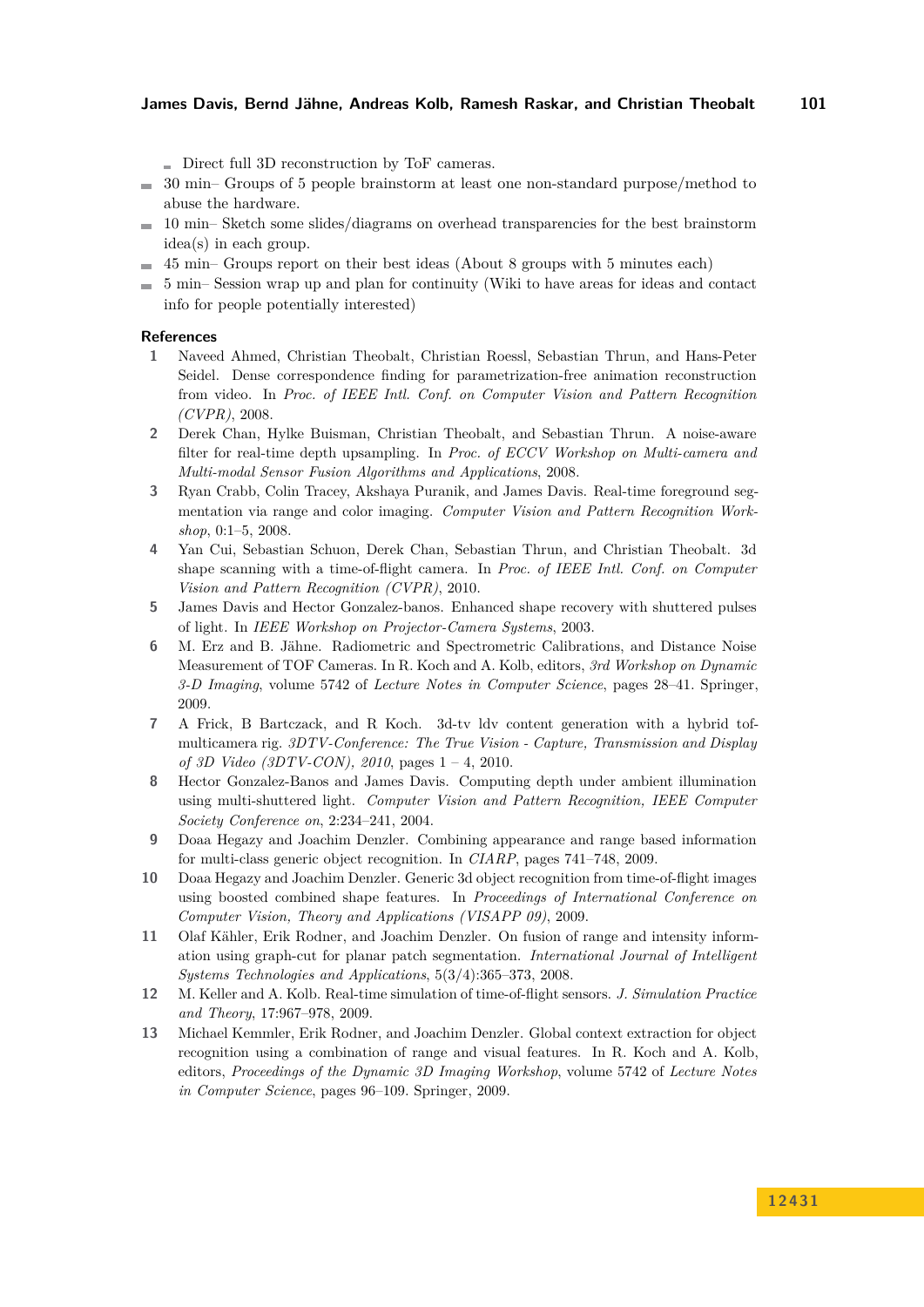- Direct full 3D reconstruction by ToF cameras.
- 30 min– Groups of 5 people brainstorm at least one non-standard purpose/method to abuse the hardware.
- 10 min– Sketch some slides/diagrams on overhead transparencies for the best brainstorm idea(s) in each group.
- 45 min– Groups report on their best ideas (About 8 groups with 5 minutes each)
- 5 min– Session wrap up and plan for continuity (Wiki to have areas for ideas and contact info for people potentially interested)

### References

1. Naveed Ahmed, Christian Theobalt, Christian Roessl, Sebastian Thrun, and Hans-Peter Seidel. Dense correspondence finding for parametrization-free animation reconstruction from video. In *Proc. of IEEE Intl. Conf. on Computer Vision and Pattern Recognition (CVPR)*, 2008.
2. Derek Chan, Hylke Buisman, Christian Theobalt, and Sebastian Thrun. A noise-aware filter for real-time depth upsampling. In *Proc. of ECCV Workshop on Multi-camera and Multi-modal Sensor Fusion Algorithms and Applications*, 2008.
3. Ryan Crabb, Colin Tracey, Akshaya Puranik, and James Davis. Real-time foreground segmentation via range and color imaging. *Computer Vision and Pattern Recognition Workshop*, 0:1–5, 2008.
4. Yan Cui, Sebastian Schuon, Derek Chan, Sebastian Thrun, and Christian Theobalt. 3d shape scanning with a time-of-flight camera. In *Proc. of IEEE Intl. Conf. on Computer Vision and Pattern Recognition (CVPR)*, 2010.
5. James Davis and Hector Gonzalez-banos. Enhanced shape recovery with shuttered pulses of light. In *IEEE Workshop on Projector-Camera Systems*, 2003.
6. M. Erz and B. Jähne. Radiometric and Spectrometric Calibrations, and Distance Noise Measurement of TOF Cameras. In R. Koch and A. Kolb, editors, *3rd Workshop on Dynamic 3-D Imaging*, volume 5742 of *Lecture Notes in Computer Science*, pages 28–41. Springer, 2009.
7. A Frick, B Bartczack, and R Koch. 3d-tv ldv content generation with a hybrid tof-multicamera rig. *3DTV-Conference: The True Vision - Capture, Transmission and Display of 3D Video (3DTV-CON), 2010*, pages 1 – 4, 2010.
8. Hector Gonzalez-Banos and James Davis. Computing depth under ambient illumination using multi-shuttered light. *Computer Vision and Pattern Recognition, IEEE Computer Society Conference on*, 2:234–241, 2004.
9. Doaa Hegazy and Joachim Denzler. Combining appearance and range based information for multi-class generic object recognition. In *CIARP*, pages 741–748, 2009.
10. Doaa Hegazy and Joachim Denzler. Generic 3d object recognition from time-of-flight images using boosted combined shape features. In *Proceedings of International Conference on Computer Vision, Theory and Applications (VISAPP 09)*, 2009.
11. Olaf Kähler, Erik Rodner, and Joachim Denzler. On fusion of range and intensity information using graph-cut for planar patch segmentation. *International Journal of Intelligent Systems Technologies and Applications*, 5(3/4):365–373, 2008.
12. M. Keller and A. Kolb. Real-time simulation of time-of-flight sensors. *J. Simulation Practice and Theory*, 17:967–978, 2009.
13. Michael Kemmler, Erik Rodner, and Joachim Denzler. Global context extraction for object recognition using a combination of range and visual features. In R. Koch and A. Kolb, editors, *Proceedings of the Dynamic 3D Imaging Workshop*, volume 5742 of *Lecture Notes in Computer Science*, pages 96–109. Springer, 2009.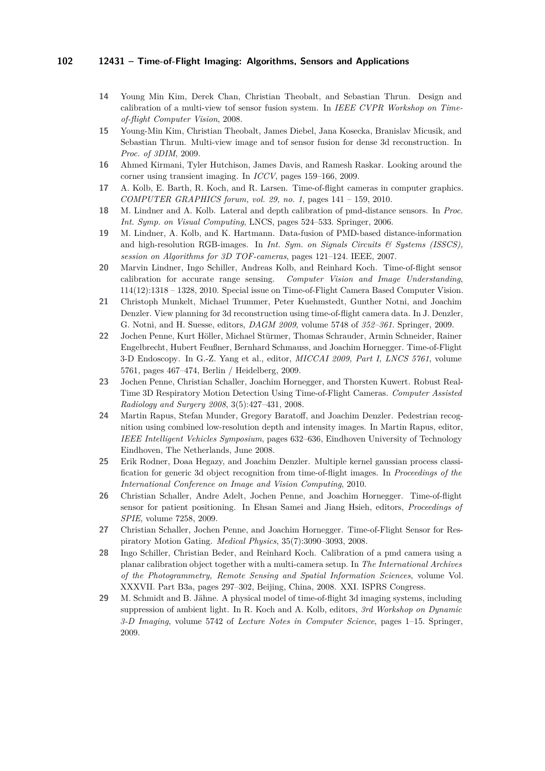**14** Young Min Kim, Derek Chan, Christian Theobalt, and Sebastian Thrun. Design and calibration of a multi-view tof sensor fusion system. In *IEEE CVPR Workshop on Time-of-flight Computer Vision*, 2008.

**15** Young-Min Kim, Christian Theobalt, James Diebel, Jana Kosecka, Branislav Micusik, and Sebastian Thrun. Multi-view image and tof sensor fusion for dense 3d reconstruction. In *Proc. of 3DIM*, 2009.

**16** Ahmed Kirmani, Tyler Hutchison, James Davis, and Ramesh Raskar. Looking around the corner using transient imaging. In *ICCV*, pages 159–166, 2009.

**17** A. Kolb, E. Barth, R. Koch, and R. Larsen. Time-of-flight cameras in computer graphics. *COMPUTER GRAPHICS forum, vol. 29, no. 1*, pages 141 – 159, 2010.

**18** M. Lindner and A. Kolb. Lateral and depth calibration of pmd-distance sensors. In *Proc. Int. Symp. on Visual Computing*, LNCS, pages 524–533. Springer, 2006.

**19** M. Lindner, A. Kolb, and K. Hartmann. Data-fusion of PMD-based distance-information and high-resolution RGB-images. In *Int. Sym. on Signals Circuits & Systems (ISSCS), session on Algorithms for 3D TOF-cameras*, pages 121–124. IEEE, 2007.

**20** Marvin Lindner, Ingo Schiller, Andreas Kolb, and Reinhard Koch. Time-of-flight sensor calibration for accurate range sensing. *Computer Vision and Image Understanding*, 114(12):1318 – 1328, 2010. Special issue on Time-of-Flight Camera Based Computer Vision.

**21** Christoph Munkelt, Michael Trummer, Peter Kuehmstedt, Gunther Notni, and Joachim Denzler. View planning for 3d reconstruction using time-of-flight camera data. In J. Denzler, G. Notni, and H. Suesse, editors, *DAGM 2009*, volume 5748 of *352–361*. Springer, 2009.

**22** Jochen Penne, Kurt Höller, Michael Stürmer, Thomas Schrauder, Armin Schneider, Rainer Engelbrecht, Hubert Feußner, Bernhard Schmauss, and Joachim Hornegger. Time-of-Flight 3-D Endoscopy. In G.-Z. Yang et al., editor, *MICCAI 2009, Part I, LNCS 5761*, volume 5761, pages 467–474, Berlin / Heidelberg, 2009.

**23** Jochen Penne, Christian Schaller, Joachim Hornegger, and Thorsten Kuwert. Robust Real-Time 3D Respiratory Motion Detection Using Time-of-Flight Cameras. *Computer Assisted Radiology and Surgery 2008*, 3(5):427–431, 2008.

**24** Martin Rapus, Stefan Munder, Gregory Baratoff, and Joachim Denzler. Pedestrian recognition using combined low-resolution depth and intensity images. In Martin Rapus, editor, *IEEE Intelligent Vehicles Symposium*, pages 632–636, Eindhoven University of Technology Eindhoven, The Netherlands, June 2008.

**25** Erik Rodner, Doaa Hegazy, and Joachim Denzler. Multiple kernel gaussian process classification for generic 3d object recognition from time-of-flight images. In *Proceedings of the International Conference on Image and Vision Computing*, 2010.

**26** Christian Schaller, Andre Adelt, Jochen Penne, and Joachim Hornegger. Time-of-flight sensor for patient positioning. In Ehsan Samei and Jiang Hsieh, editors, *Proceedings of SPIE*, volume 7258, 2009.

**27** Christian Schaller, Jochen Penne, and Joachim Hornegger. Time-of-Flight Sensor for Respiratory Motion Gating. *Medical Physics*, 35(7):3090–3093, 2008.

**28** Ingo Schiller, Christian Beder, and Reinhard Koch. Calibration of a pmd camera using a planar calibration object together with a multi-camera setup. In *The International Archives of the Photogrammetry, Remote Sensing and Spatial Information Sciences*, volume Vol. XXXVII. Part B3a, pages 297–302, Beijing, China, 2008. XXI. ISPRS Congress.

**29** M. Schmidt and B. Jähne. A physical model of time-of-flight 3d imaging systems, including suppression of ambient light. In R. Koch and A. Kolb, editors, *3rd Workshop on Dynamic 3-D Imaging*, volume 5742 of *Lecture Notes in Computer Science*, pages 1–15. Springer, 2009.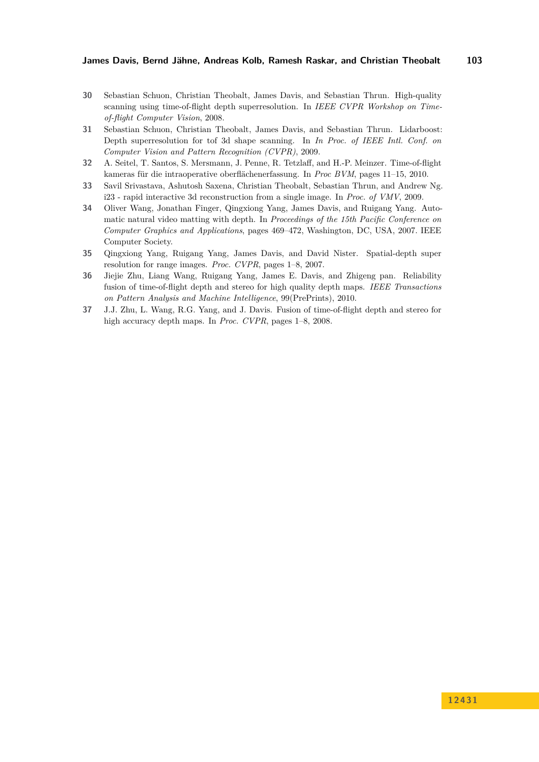**30** Sebastian Schuon, Christian Theobalt, James Davis, and Sebastian Thrun. High-quality scanning using time-of-flight depth superresolution. In *IEEE CVPR Workshop on Time-of-flight Computer Vision*, 2008.

**31** Sebastian Schuon, Christian Theobalt, James Davis, and Sebastian Thrun. Lidarboost: Depth superresolution for tof 3d shape scanning. In *In Proc. of IEEE Intl. Conf. on Computer Vision and Pattern Recognition (CVPR)*, 2009.

**32** A. Seitel, T. Santos, S. Mersmann, J. Penne, R. Tetzlaff, and H.-P. Meinzer. Time-of-flight kameras für die intraoperative oberflächenerfassung. In *Proc BVM*, pages 11–15, 2010.

**33** Savil Srivastava, Ashutosh Saxena, Christian Theobalt, Sebastian Thrun, and Andrew Ng. i23 - rapid interactive 3d reconstruction from a single image. In *Proc. of VMV*, 2009.

**34** Oliver Wang, Jonathan Finger, Qingxiong Yang, James Davis, and Ruigang Yang. Automatic natural video matting with depth. In *Proceedings of the 15th Pacific Conference on Computer Graphics and Applications*, pages 469–472, Washington, DC, USA, 2007. IEEE Computer Society.

**35** Qingxiong Yang, Ruigang Yang, James Davis, and David Nister. Spatial-depth super resolution for range images. *Proc. CVPR*, pages 1–8, 2007.

**36** Jiejie Zhu, Liang Wang, Ruigang Yang, James E. Davis, and Zhigeng pan. Reliability fusion of time-of-flight depth and stereo for high quality depth maps. *IEEE Transactions on Pattern Analysis and Machine Intelligence*, 99(PrePrints), 2010.

**37** J.J. Zhu, L. Wang, R.G. Yang, and J. Davis. Fusion of time-of-flight depth and stereo for high accuracy depth maps. In *Proc. CVPR*, pages 1–8, 2008.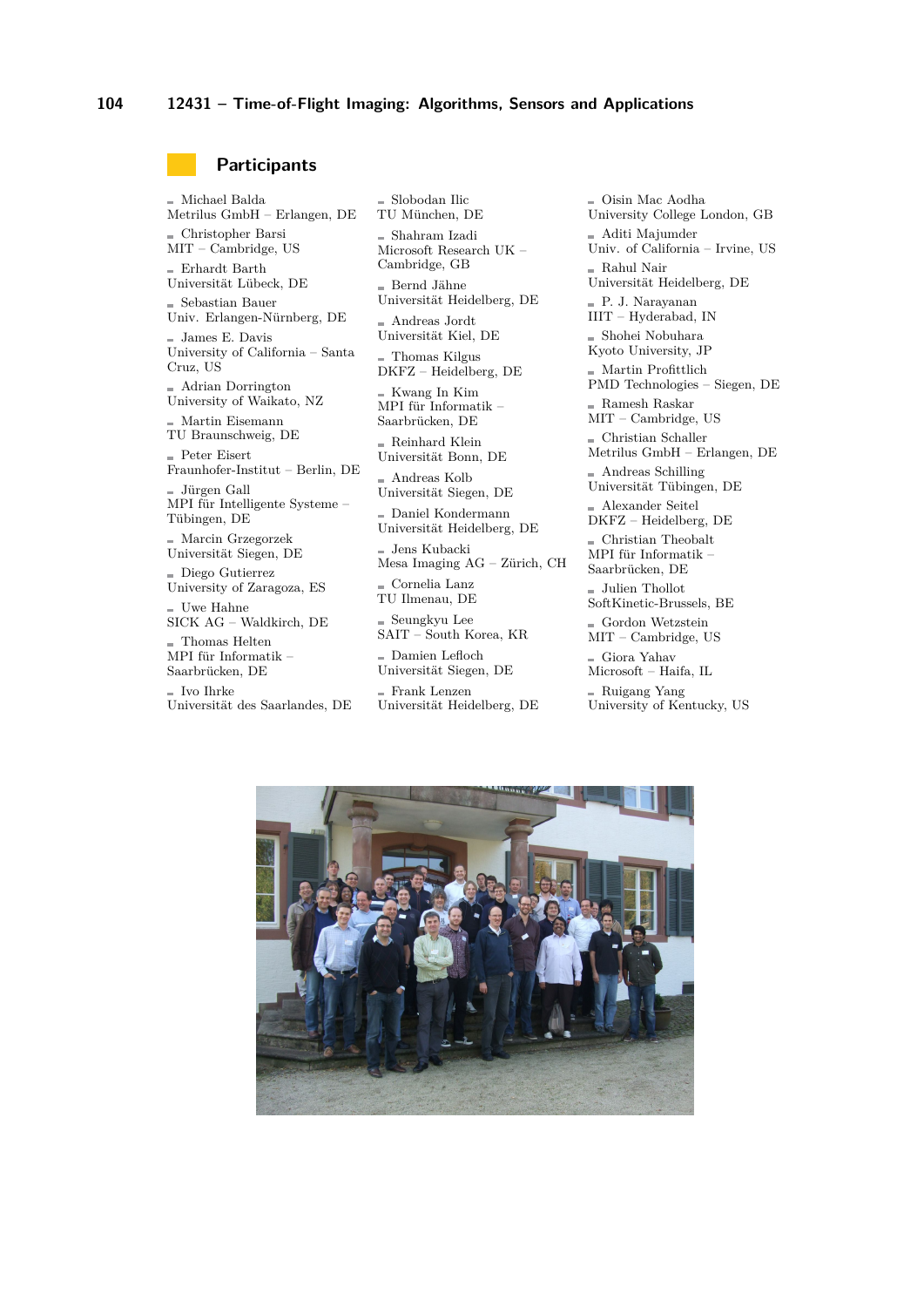## Participants

- Michael Balda
  Metrilus GmbH – Erlangen, DE
- Christopher Barsi
  MIT – Cambridge, US
- Erhardt Barth
  Universität Lübeck, DE
- Sebastian Bauer
  Univ. Erlangen-Nürnberg, DE
- James E. Davis
  University of California – Santa Cruz, US
- Adrian Dorrington
  University of Waikato, NZ
- Martin Eisemann
  TU Braunschweig, DE
- Peter Eisert
  Fraunhofer-Institut – Berlin, DE
- Jürgen Gall
  MPI für Intelligente Systeme – Tübingen, DE
- Marcin Grzegorzek
  Universität Siegen, DE
- Diego Gutierrez
  University of Zaragoza, ES
- Uwe Hahne
  SICK AG – Waldkirch, DE
- Thomas Helten
  MPI für Informatik – Saarbrücken, DE
- Ivo Ihrke
  Universität des Saarlandes, DE
- Slobodan Ilic
  TU München, DE
- Shahram Izadi
  Microsoft Research UK – Cambridge, GB
- Bernd Jähne
  Universität Heidelberg, DE
- Andreas Jordt
  Universität Kiel, DE
- Thomas Kilgus
  DKFZ – Heidelberg, DE
- Kwang In Kim
  MPI für Informatik – Saarbrücken, DE
- Reinhard Klein
  Universität Bonn, DE
- Andreas Kolb
  Universität Siegen, DE
- Daniel Kondermann
  Universität Heidelberg, DE
- Jens Kubacki
  Mesa Imaging AG – Zürich, CH
- Cornelia Lanz
  TU Ilmenau, DE
- Seungkyu Lee
  SAIT – South Korea, KR
- Damien Lefloch
  Universität Siegen, DE
- Frank Lenzen
  Universität Heidelberg, DE
- Oisin Mac Aodha
  University College London, GB
- Aditi Majumder
  Univ. of California – Irvine, US
- Rahul Nair
  Universität Heidelberg, DE
- P. J. Narayanan
  IIIT – Hyderabad, IN
- Shohei Nobuhara
  Kyoto University, JP
- Martin Profittlich
  PMD Technologies – Siegen, DE
- Ramesh Raskar
  MIT – Cambridge, US
- Christian Schaller
  Metrilus GmbH – Erlangen, DE
- Andreas Schilling
  Universität Tübingen, DE
- Alexander Seitel
  DKFZ – Heidelberg, DE
- Christian Theobalt
  MPI für Informatik – Saarbrücken, DE
- Julien Thollot
  SoftKinetic-Brussels, BE
- Gordon Wetzstein
  MIT – Cambridge, US
- Giora Yahav
  Microsoft – Haifa, IL
- Ruigang Yang
  University of Kentucky, US